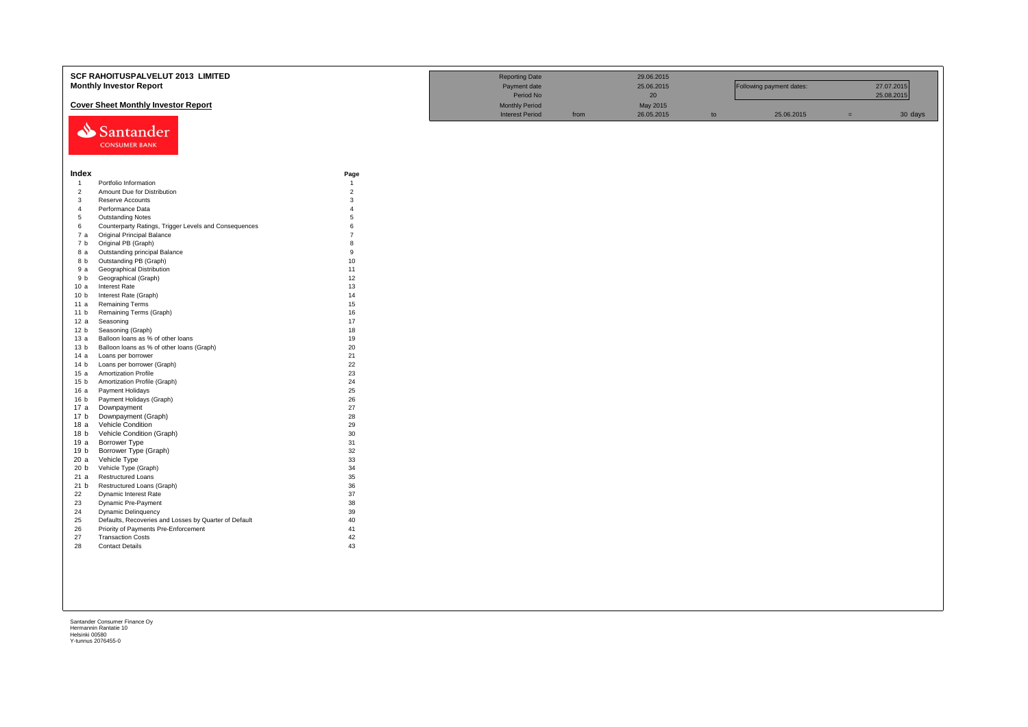# SCF RAHOITUSPALVELUT 2013 LIMITED

## Monthly Investor Report

### Cover Sheet Monthly Investor Report

| | | | | | | | |
|---|---|---|---|---|---|---|---|
| Reporting Date | | 29.06.2015 | | | | | |
| Payment date | | 25.06.2015 | | Following payment dates: | | 27.07.2015 | |
| Period No | | 20 | | | | 25.08.2015 | |
| Monthly Period | | May 2015 | | | | | |
| Interest Period | from | 26.05.2015 | to | 25.06.2015 | = | 30 | days |

Santander CONSUMER BANK

| Index | | Page |
|---|---|---|
| 1 | Portfolio Information | 1 |
| 2 | Amount Due for Distribution | 2 |
| 3 | Reserve Accounts | 3 |
| 4 | Performance Data | 4 |
| 5 | Outstanding Notes | 5 |
| 6 | Counterparty Ratings, Trigger Levels and Consequences | 6 |
| 7 a | Original Principal Balance | 7 |
| 7 b | Original PB (Graph) | 8 |
| 8 a | Outstanding principal Balance | 9 |
| 8 b | Outstanding PB (Graph) | 10 |
| 9 a | Geographical Distribution | 11 |
| 9 b | Geographical (Graph) | 12 |
| 10 a | Interest Rate | 13 |
| 10 b | Interest Rate (Graph) | 14 |
| 11 a | Remaining Terms | 15 |
| 11 b | Remaining Terms (Graph) | 16 |
| 12 a | Seasoning | 17 |
| 12 b | Seasoning (Graph) | 18 |
| 13 a | Balloon loans as % of other loans | 19 |
| 13 b | Balloon loans as % of other loans (Graph) | 20 |
| 14 a | Loans per borrower | 21 |
| 14 b | Loans per borrower (Graph) | 22 |
| 15 a | Amortization Profile | 23 |
| 15 b | Amortization Profile (Graph) | 24 |
| 16 a | Payment Holidays | 25 |
| 16 b | Payment Holidays (Graph) | 26 |
| 17 a | Downpayment | 27 |
| 17 b | Downpayment (Graph) | 28 |
| 18 a | Vehicle Condition | 29 |
| 18 b | Vehicle Condition (Graph) | 30 |
| 19 a | Borrower Type | 31 |
| 19 b | Borrower Type (Graph) | 32 |
| 20 a | Vehicle Type | 33 |
| 20 b | Vehicle Type (Graph) | 34 |
| 21 a | Restructured Loans | 35 |
| 21 b | Restructured Loans (Graph) | 36 |
| 22 | Dynamic Interest Rate | 37 |
| 23 | Dynamic Pre-Payment | 38 |
| 24 | Dynamic Delinquency | 39 |
| 25 | Defaults, Recoveries and Losses by Quarter of Default | 40 |
| 26 | Priority of Payments Pre-Enforcement | 41 |
| 27 | Transaction Costs | 42 |
| 28 | Contact Details | 43 |

Santander Consumer Finance Oy
Hermannin Rantatie 10
Helsinki 00580
Y-tunnus 2076455-0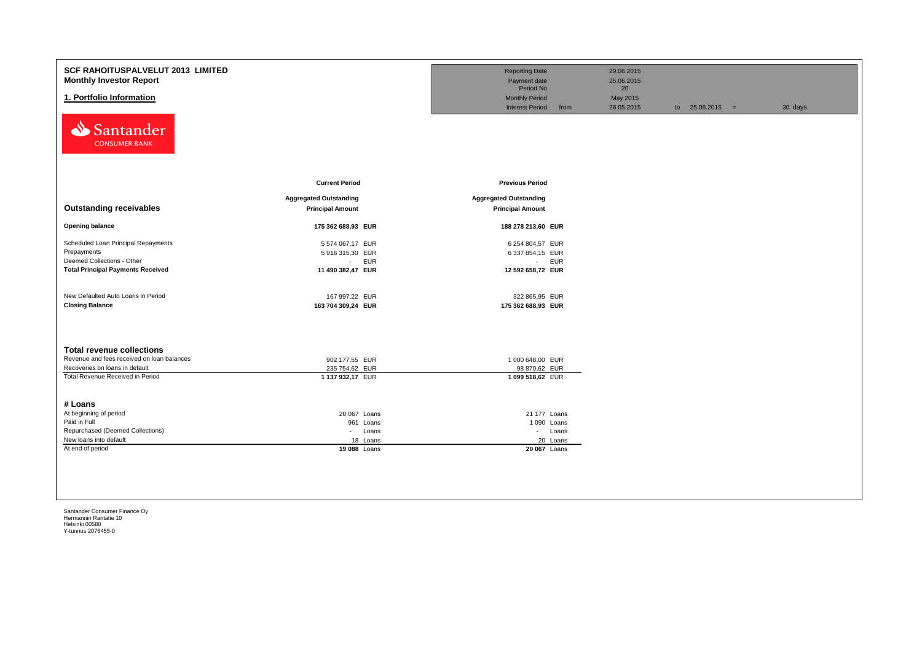# SCF RAHOITUSPALVELUT 2013 LIMITED

## Monthly Investor Report

## 1. Portfolio Information

| | | | | | | |
|---|---|---|---|---|---|---|
| Reporting Date | | 29.06.2015 | | | | |
| Payment date | | 25.06.2015 | | | | |
| Period No | | 20 | | | | |
| Monthly Period | | May 2015 | | | | |
| Interest Period | from | 26.05.2015 | to | 25.06.2015 | = | 30 days |

| | Current Period | | Previous Period | |
|---|---|---|---|---|
| **Outstanding receivables** | **Aggregated Outstanding Principal Amount** | | **Aggregated Outstanding Principal Amount** | |
| **Opening balance** | **175 362 688,93** | **EUR** | **188 278 213,60** | **EUR** |
| Scheduled Loan Principal Repayments | 5 574 067,17 | EUR | 6 254 804,57 | EUR |
| Prepayments | 5 916 315,30 | EUR | 6 337 854,15 | EUR |
| Deemed Collections - Other | - | EUR | - | EUR |
| **Total Principal Payments Received** | **11 490 382,47** | **EUR** | **12 592 658,72** | **EUR** |
| New Defaulted Auto Loans in Period | 167 997,22 | EUR | 322 865,95 | EUR |
| **Closing Balance** | **163 704 309,24** | **EUR** | **175 362 688,93** | **EUR** |

| **Total revenue collections** | | | | |
|---|---|---|---|---|
| Revenue and fees received on loan balances | 902 177,55 | EUR | 1 000 648,00 | EUR |
| Recoveries on loans in default | 235 754,62 | EUR | 98 870,62 | EUR |
| Total Revenue Received in Period | **1 137 932,17** | EUR | **1 099 518,62** | EUR |

| **# Loans** | | | | |
|---|---|---|---|---|
| At beginning of period | 20 067 | Loans | 21 177 | Loans |
| Paid in Full | 961 | Loans | 1 090 | Loans |
| Repurchased (Deemed Collections) | - | Loans | - | Loans |
| New loans into default | 18 | Loans | 20 | Loans |
| At end of period | **19 088** | Loans | **20 067** | Loans |

Santander Consumer Finance Oy
Hermannin Rantatie 10
Helsinki 00580
Y-tunnus 2076455-0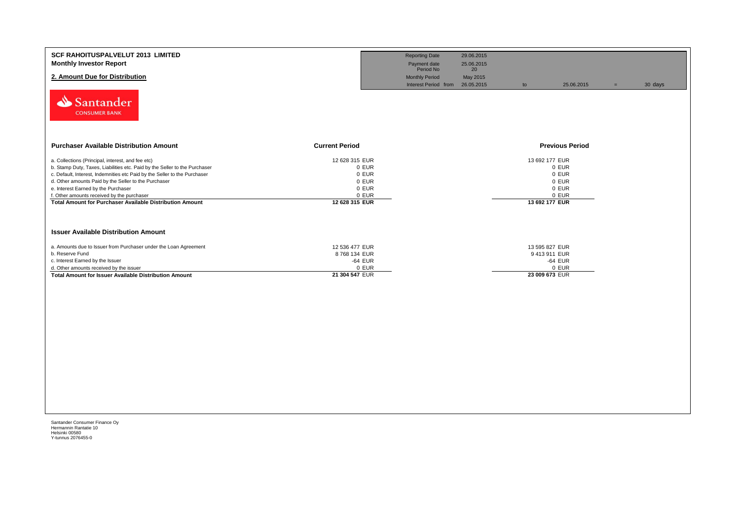**SCF RAHOITUSPALVELUT 2013 LIMITED**
**Monthly Investor Report**

## 2. Amount Due for Distribution

| | | | | | |
|---|---|---|---|---|---|
| Reporting Date | 29.06.2015 | | | | |
| Payment date | 25.06.2015 | | | | |
| Period No | 20 | | | | |
| Monthly Period | May 2015 | | | | |
| Interest Period from | 26.05.2015 | to | 25.06.2015 | = | 30 days |

Santander CONSUMER BANK

| Purchaser Available Distribution Amount | Current Period | Previous Period |
|---|---|---|
| a. Collections (Principal, interest, and fee etc) | 12 628 315 EUR | 13 692 177 EUR |
| b. Stamp Duty, Taxes, Liabilities etc. Paid by the Seller to the Purchaser | 0 EUR | 0 EUR |
| c. Default, Interest, Indemnities etc Paid by the Seller to the Purchaser | 0 EUR | 0 EUR |
| d. Other amounts Paid by the Seller to the Purchaser | 0 EUR | 0 EUR |
| e. Interest Earned by the Purchaser | 0 EUR | 0 EUR |
| f. Other amounts received by the purchaser | 0 EUR | 0 EUR |
| **Total Amount for Purchaser Available Distribution Amount** | **12 628 315 EUR** | **13 692 177 EUR** |

**Issuer Available Distribution Amount**

| | Current Period | Previous Period |
|---|---|---|
| a. Amounts due to Issuer from Purchaser under the Loan Agreement | 12 536 477 EUR | 13 595 827 EUR |
| b. Reserve Fund | 8 768 134 EUR | 9 413 911 EUR |
| c. Interest Earned by the Issuer | -64 EUR | -64 EUR |
| d. Other amounts received by the issuer | 0 EUR | 0 EUR |
| **Total Amount for Issuer Available Distribution Amount** | **21 304 547 EUR** | **23 009 673 EUR** |

Santander Consumer Finance Oy
Hermannin Rantatie 10
Helsinki 00580
Y-tunnus 2076455-0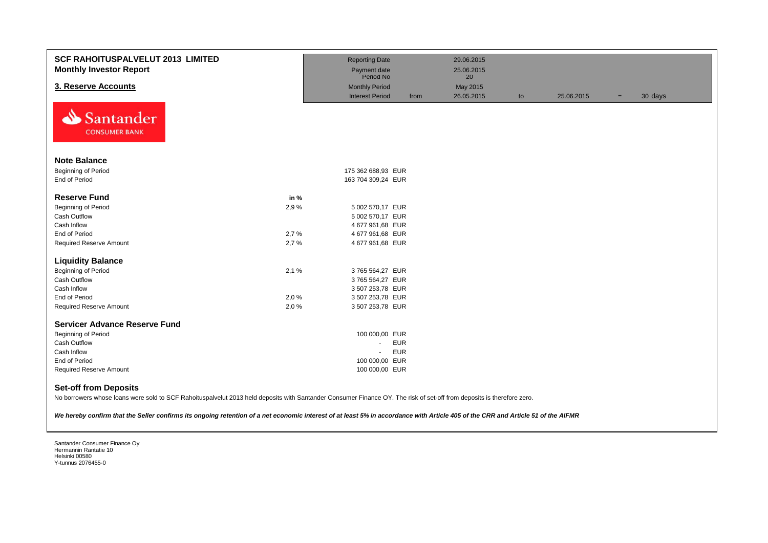# SCF RAHOITUSPALVELUT 2013 LIMITED
## Monthly Investor Report

## 3. Reserve Accounts

| | | | | | | | |
|---|---|---|---|---|---|---|---|
| Reporting Date | | 29.06.2015 | | | | | |
| Payment date | | 25.06.2015 | | | | | |
| Period No | | 20 | | | | | |
| Monthly Period | | May 2015 | | | | | |
| Interest Period | from | 26.05.2015 | to | 25.06.2015 | = | 30 days | |

Santander CONSUMER BANK

### Note Balance

| | | |
|---|---|---|
| Beginning of Period | | 175 362 688,93 EUR |
| End of Period | | 163 704 309,24 EUR |

### Reserve Fund

| | in % | |
|---|---|---|
| Beginning of Period | 2,9 % | 5 002 570,17 EUR |
| Cash Outflow | | 5 002 570,17 EUR |
| Cash Inflow | | 4 677 961,68 EUR |
| End of Period | 2,7 % | 4 677 961,68 EUR |
| Required Reserve Amount | 2,7 % | 4 677 961,68 EUR |

### Liquidity Balance

| | | |
|---|---|---|
| Beginning of Period | 2,1 % | 3 765 564,27 EUR |
| Cash Outflow | | 3 765 564,27 EUR |
| Cash Inflow | | 3 507 253,78 EUR |
| End of Period | 2,0 % | 3 507 253,78 EUR |
| Required Reserve Amount | 2,0 % | 3 507 253,78 EUR |

### Servicer Advance Reserve Fund

| | | |
|---|---|---|
| Beginning of Period | | 100 000,00 EUR |
| Cash Outflow | | - EUR |
| Cash Inflow | | - EUR |
| End of Period | | 100 000,00 EUR |
| Required Reserve Amount | | 100 000,00 EUR |

### Set-off from Deposits

No borrowers whose loans were sold to SCF Rahoituspalvelut 2013 held deposits with Santander Consumer Finance OY. The risk of set-off from deposits is therefore zero.

***We hereby confirm that the Seller confirms its ongoing retention of a net economic interest of at least 5% in accordance with Article 405 of the CRR and Article 51 of the AIFMR***

Santander Consumer Finance Oy
Hermannin Rantatie 10
Helsinki 00580
Y-tunnus 2076455-0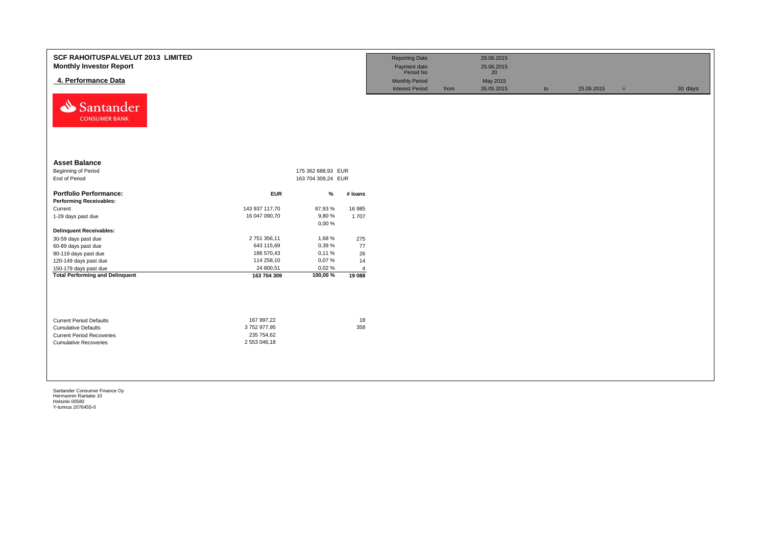# SCF RAHOITUSPALVELUT 2013 LIMITED
## Monthly Investor Report

### 4. Performance Data

| Reporting Date | | 29.06.2015 | | | | |
|---|---|---|---|---|---|---|
| Payment date | | 25.06.2015 | | | | |
| Period No | | 20 | | | | |
| Monthly Period | | May 2015 | | | | |
| Interest Period | from | 26.05.2015 | to | 25.06.2015 | = | 30 days |

### Asset Balance

| | | |
|---|---|---|
| Beginning of Period | 175 362 688,93 | EUR |
| End of Period | 163 704 309,24 | EUR |

| Portfolio Performance: | EUR | % | # loans |
|---|---|---|---|
| **Performing Receivables:** | | | |
| Current | 143 937 117,70 | 87,93 % | 16 985 |
| 1-29 days past due | 16 047 090,70 | 9,80 % | 1 707 |
| | | 0,00 % | |
| **Delinquent Receivables:** | | | |
| 30-59 days past due | 2 751 356,11 | 1,68 % | 275 |
| 60-89 days past due | 643 115,69 | 0,39 % | 77 |
| 90-119 days past due | 186 570,43 | 0,11 % | 26 |
| 120-149 days past due | 114 258,10 | 0,07 % | 14 |
| 150-179 days past due | 24 800,51 | 0,02 % | 4 |
| **Total Performing and Delinquent** | **163 704 309** | **100,00 %** | **19 088** |

| | | |
|---|---|---|
| Current Period Defaults | 167 997,22 | 18 |
| Cumulative Defaults | 3 752 977,95 | 358 |
| Current Period Recoveries | 235 754,62 | |
| Cumulative Recoveries | 2 553 046,18 | |

Santander Consumer Finance Oy
Hermannin Rantatie 10
Helsinki 00580
Y-tunnus 2076455-0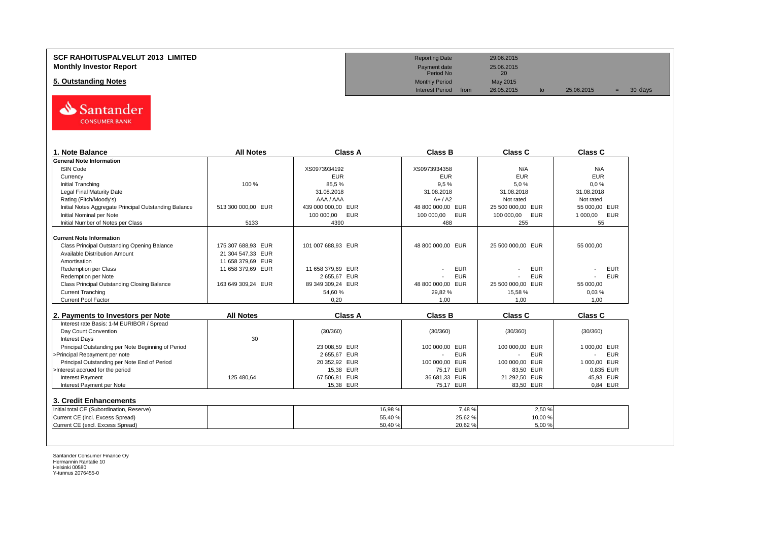**SCF RAHOITUSPALVELUT 2013 LIMITED**
**Monthly Investor Report**

**5. Outstanding Notes**

| | | | | | | |
|---|---|---|---|---|---|---|
| Reporting Date | | 29.06.2015 | | | | |
| Payment date | | 25.06.2015 | | | | |
| Period No | | 20 | | | | |
| Monthly Period | | May 2015 | | | | |
| Interest Period | from | 26.05.2015 | to | 25.06.2015 | = | 30 days |

| 1. Note Balance | All Notes | Class A | Class B | Class C | Class C |
|---|---|---|---|---|---|
| **General Note Information** | | | | | |
| ISIN Code | | XS0973934192 | XS0973934358 | N/A | N/A |
| Currency | | EUR | EUR | EUR | EUR |
| Initial Tranching | 100 % | 85,5 % | 9,5 % | 5,0 % | 0,0 % |
| Legal Final Maturity Date | | 31.08.2018 | 31.08.2018 | 31.08.2018 | 31.08.2018 |
| Rating (Fitch/Moody's) | | AAA / AAA | A+ / A2 | Not rated | Not rated |
| Initial Notes Aggregate Principal Outstanding Balance | 513 300 000,00 EUR | 439 000 000,00 EUR | 48 800 000,00 EUR | 25 500 000,00 EUR | 55 000,00 EUR |
| Initial Nominal per Note | | 100 000,00 EUR | 100 000,00 EUR | 100 000,00 EUR | 1 000,00 EUR |
| Initial Number of Notes per Class | 5133 | 4390 | 488 | 255 | 55 |
| **Current Note Information** | | | | | |
| Class Principal Outstanding Opening Balance | 175 307 688,93 EUR | 101 007 688,93 EUR | 48 800 000,00 EUR | 25 500 000,00 EUR | 55 000,00 |
| Available Distribution Amount | 21 304 547,33 EUR | | | | |
| Amortisation | 11 658 379,69 EUR | | | | |
| Redemption per Class | 11 658 379,69 EUR | 11 658 379,69 EUR | - EUR | - EUR | - EUR |
| Redemption per Note | | 2 655,67 EUR | - EUR | - EUR | - EUR |
| Class Principal Outstanding Closing Balance | 163 649 309,24 EUR | 89 349 309,24 EUR | 48 800 000,00 EUR | 25 500 000,00 EUR | 55 000,00 |
| Current Tranching | | 54,60 % | 29,82 % | 15,58 % | 0,03 % |
| Current Pool Factor | | 0,20 | 1,00 | 1,00 | 1,00 |

| 2. Payments to Investors per Note | All Notes | Class A | Class B | Class C | Class C |
|---|---|---|---|---|---|
| Interest rate Basis: 1-M EURIBOR / Spread | | | | | |
| Day Count Convention | | (30/360) | (30/360) | (30/360) | (30/360) |
| Interest Days | 30 | | | | |
| Principal Outstanding per Note Beginning of Period | | 23 008,59 EUR | 100 000,00 EUR | 100 000,00 EUR | 1 000,00 EUR |
| >Principal Repayment per note | | 2 655,67 EUR | - EUR | - EUR | - EUR |
| Principal Outstanding per Note End of Period | | 20 352,92 EUR | 100 000,00 EUR | 100 000,00 EUR | 1 000,00 EUR |
| >Interest accrued for the period | | 15,38 EUR | 75,17 EUR | 83,50 EUR | 0,835 EUR |
| Interest Payment | 125 480,64 | 67 506,81 EUR | 36 681,33 EUR | 21 292,50 EUR | 45,93 EUR |
| Interest Payment per Note | | 15,38 EUR | 75,17 EUR | 83,50 EUR | 0,84 EUR |

| 3. Credit Enhancements | All Notes | Class A | Class B | Class C | Class C |
|---|---|---|---|---|---|
| Initial total CE (Subordination, Reserve) | | 16,98 % | 7,48 % | 2,50 % | |
| Current CE (incl. Excess Spread) | | 55,40 % | 25,62 % | 10,00 % | |
| Current CE (excl. Excess Spread) | | 50,40 % | 20,62 % | 5,00 % | |

Santander Consumer Finance Oy
Hermannin Rantatie 10
Helsinki 00580
Y-tunnus 2076455-0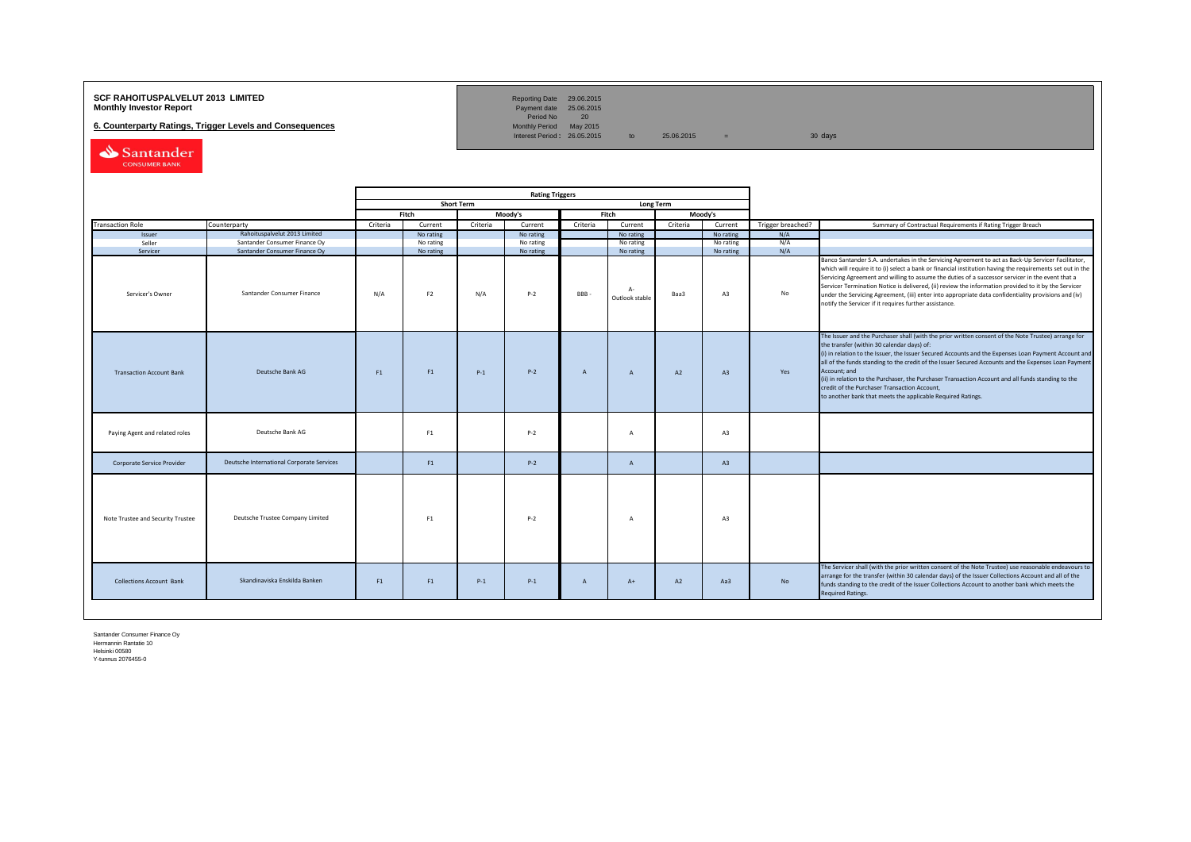**SCF RAHOITUSPALVELUT 2013 LIMITED**
**Monthly Investor Report**

**6. Counterparty Ratings, Trigger Levels and Consequences**

| | |
|---|---|
| Reporting Date | 29.06.2015 |
| Payment date | 25.06.2015 |
| Period No | 20 |
| Monthly Period | May 2015 |
| Interest Period : | 26.05.2015 to 25.06.2015 = 30 days |

| | | Rating Triggers | | | | | | | | | |
|---|---|---|---|---|---|---|---|---|---|---|---|
| | | Short Term | | | | Long Term | | | | | |
| | | Fitch | | Moody's | | Fitch | | Moody's | | | |
| Transaction Role | Counterparty | Criteria | Current | Criteria | Current | Criteria | Current | Criteria | Current | Trigger breached? | Summary of Contractual Requirements if Rating Trigger Breach |
| Issuer | Rahoituspalvelut 2013 Limited | | No rating | | No rating | | No rating | | No rating | N/A | |
| Seller | Santander Consumer Finance Oy | | No rating | | No rating | | No rating | | No rating | N/A | |
| Servicer | Santander Consumer Finance Oy | | No rating | | No rating | | No rating | | No rating | N/A | |
| Servicer's Owner | Santander Consumer Finance | N/A | F2 | N/A | P-2 | BBB - | A- Outlook stable | Baa3 | A3 | No | Banco Santander S.A. undertakes in the Servicing Agreement to act as Back-Up Servicer Facilitator, which will require it to (i) select a bank or financial institution having the requirements set out in the Servicing Agreement and willing to assume the duties of a successor servicer in the event that a Servicer Termination Notice is delivered, (ii) review the information provided to it by the Servicer under the Servicing Agreement, (iii) enter into appropriate data confidentiality provisions and (iv) notify the Servicer if it requires further assistance. |
| Transaction Account Bank | Deutsche Bank AG | F1 | F1 | P-1 | P-2 | A | A | A2 | A3 | Yes | The Issuer and the Purchaser shall (with the prior written consent of the Note Trustee) arrange for the transfer (within 30 calendar days) of: (i) in relation to the Issuer, the Issuer Secured Accounts and the Expenses Loan Payment Account and all of the funds standing to the credit of the Issuer Secured Accounts and the Expenses Loan Payment Account; and (ii) in relation to the Purchaser, the Purchaser Transaction Account and all funds standing to the credit of the Purchaser Transaction Account, to another bank that meets the applicable Required Ratings. |
| Paying Agent and related roles | Deutsche Bank AG | | F1 | | P-2 | | A | | A3 | | |
| Corporate Service Provider | Deutsche International Corporate Services | | F1 | | P-2 | | A | | A3 | | |
| Note Trustee and Security Trustee | Deutsche Trustee Company Limited | | F1 | | P-2 | | A | | A3 | | |
| Collections Account Bank | Skandinaviska Enskilda Banken | F1 | F1 | P-1 | P-1 | A | A+ | A2 | Aa3 | No | The Servicer shall (with the prior written consent of the Note Trustee) use reasonable endeavours to arrange for the transfer (within 30 calendar days) of the Issuer Collections Account and all of the funds standing to the credit of the Issuer Collections Account to another bank which meets the Required Ratings. |

Santander Consumer Finance Oy
Hermannin Rantatie 10
Helsinki 00580
Y-tunnus 2076455-0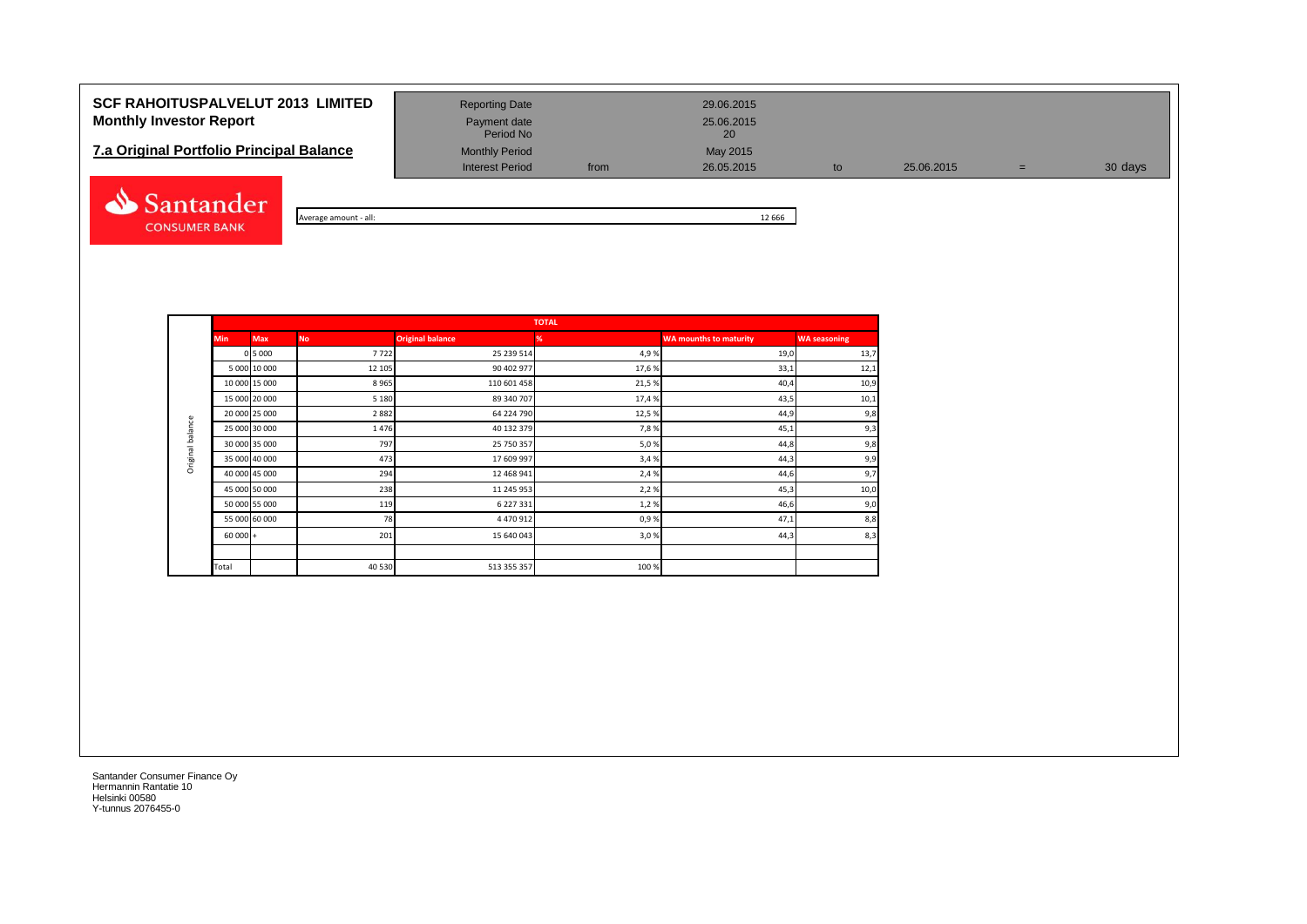# SCF RAHOITUSPALVELUT 2013 LIMITED
## Monthly Investor Report

## 7.a Original Portfolio Principal Balance

| | | | | | | |
|---|---|---|---|---|---|---|
| Reporting Date | | 29.06.2015 | | | | |
| Payment date | | 25.06.2015 | | | | |
| Period No | | 20 | | | | |
| Monthly Period | | May 2015 | | | | |
| Interest Period | from | 26.05.2015 | to | 25.06.2015 | = | 30 days |

Santander CONSUMER BANK

Average amount - all: 12 666

| | TOTAL | | | | | | |
|---|---|---|---|---|---|---|---|
| | Min | Max | No | Original balance | % | WA mounths to maturity | WA seasoning |
| Original balance | 0 | 5 000 | 7 722 | 25 239 514 | 4,9 % | 19,0 | 13,7 |
| | 5 000 | 10 000 | 12 105 | 90 402 977 | 17,6 % | 33,1 | 12,1 |
| | 10 000 | 15 000 | 8 965 | 110 601 458 | 21,5 % | 40,4 | 10,9 |
| | 15 000 | 20 000 | 5 180 | 89 340 707 | 17,4 % | 43,5 | 10,1 |
| | 20 000 | 25 000 | 2 882 | 64 224 790 | 12,5 % | 44,9 | 9,8 |
| | 25 000 | 30 000 | 1 476 | 40 132 379 | 7,8 % | 45,1 | 9,3 |
| | 30 000 | 35 000 | 797 | 25 750 357 | 5,0 % | 44,8 | 9,8 |
| | 35 000 | 40 000 | 473 | 17 609 997 | 3,4 % | 44,3 | 9,9 |
| | 40 000 | 45 000 | 294 | 12 468 941 | 2,4 % | 44,6 | 9,7 |
| | 45 000 | 50 000 | 238 | 11 245 953 | 2,2 % | 45,3 | 10,0 |
| | 50 000 | 55 000 | 119 | 6 227 331 | 1,2 % | 46,6 | 9,0 |
| | 55 000 | 60 000 | 78 | 4 470 912 | 0,9 % | 47,1 | 8,8 |
| | 60 000 | + | 201 | 15 640 043 | 3,0 % | 44,3 | 8,3 |
| | | | | | | | |
| | Total | | 40 530 | 513 355 357 | 100 % | | |

Santander Consumer Finance Oy
Hermannin Rantatie 10
Helsinki 00580
Y-tunnus 2076455-0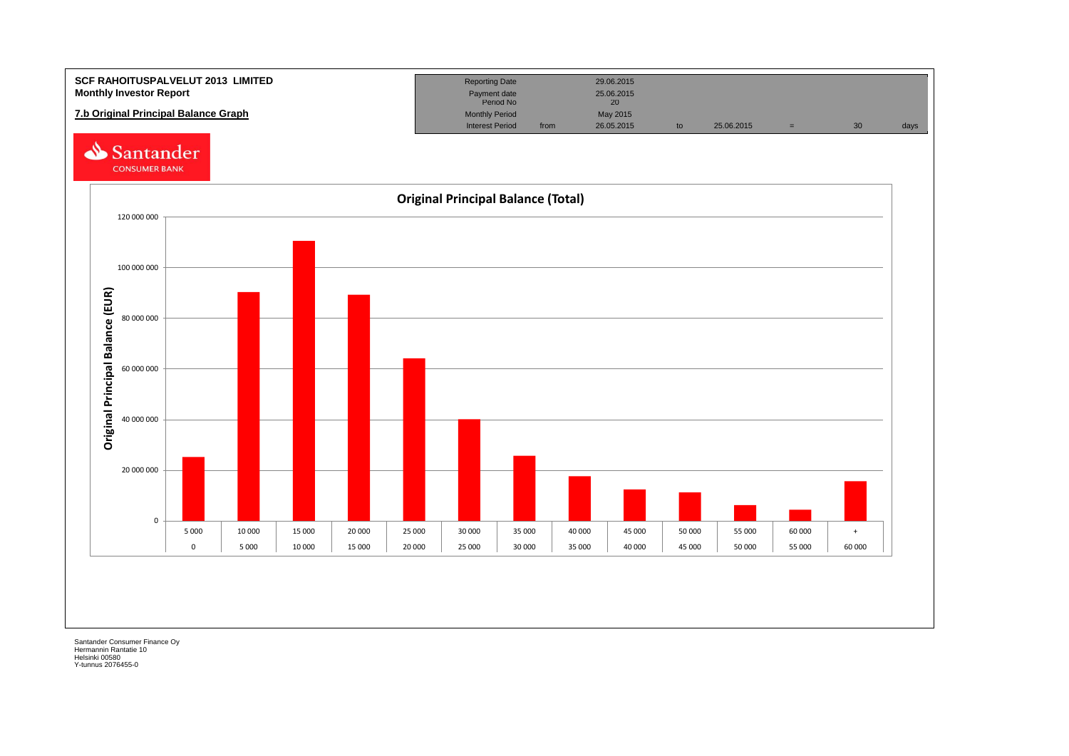**SCF RAHOITUSPALVELUT 2013 LIMITED**
**Monthly Investor Report**

**7.b Original Principal Balance Graph**

| Reporting Date | | 29.06.2015 | | | | | |
|---|---|---|---|---|---|---|---|
| Payment date | | 25.06.2015 | | | | | |
| Period No | | 20 | | | | | |
| Monthly Period | | May 2015 | | | | | |
| Interest Period | from | 26.05.2015 | to | 25.06.2015 | = | 30 | days |

Santander CONSUMER BANK

**Original Principal Balance (Total)**

Original Principal Balance (EUR)

| 5 000 | 10 000 | 15 000 | 20 000 | 25 000 | 30 000 | 35 000 | 40 000 | 45 000 | 50 000 | 55 000 | 60 000 | + |
|---|---|---|---|---|---|---|---|---|---|---|---|---|
| 0 | 5 000 | 10 000 | 15 000 | 20 000 | 25 000 | 30 000 | 35 000 | 40 000 | 45 000 | 50 000 | 55 000 | 60 000 |

Santander Consumer Finance Oy
Hermannin Rantatie 10
Helsinki 00580
Y-tunnus 2076455-0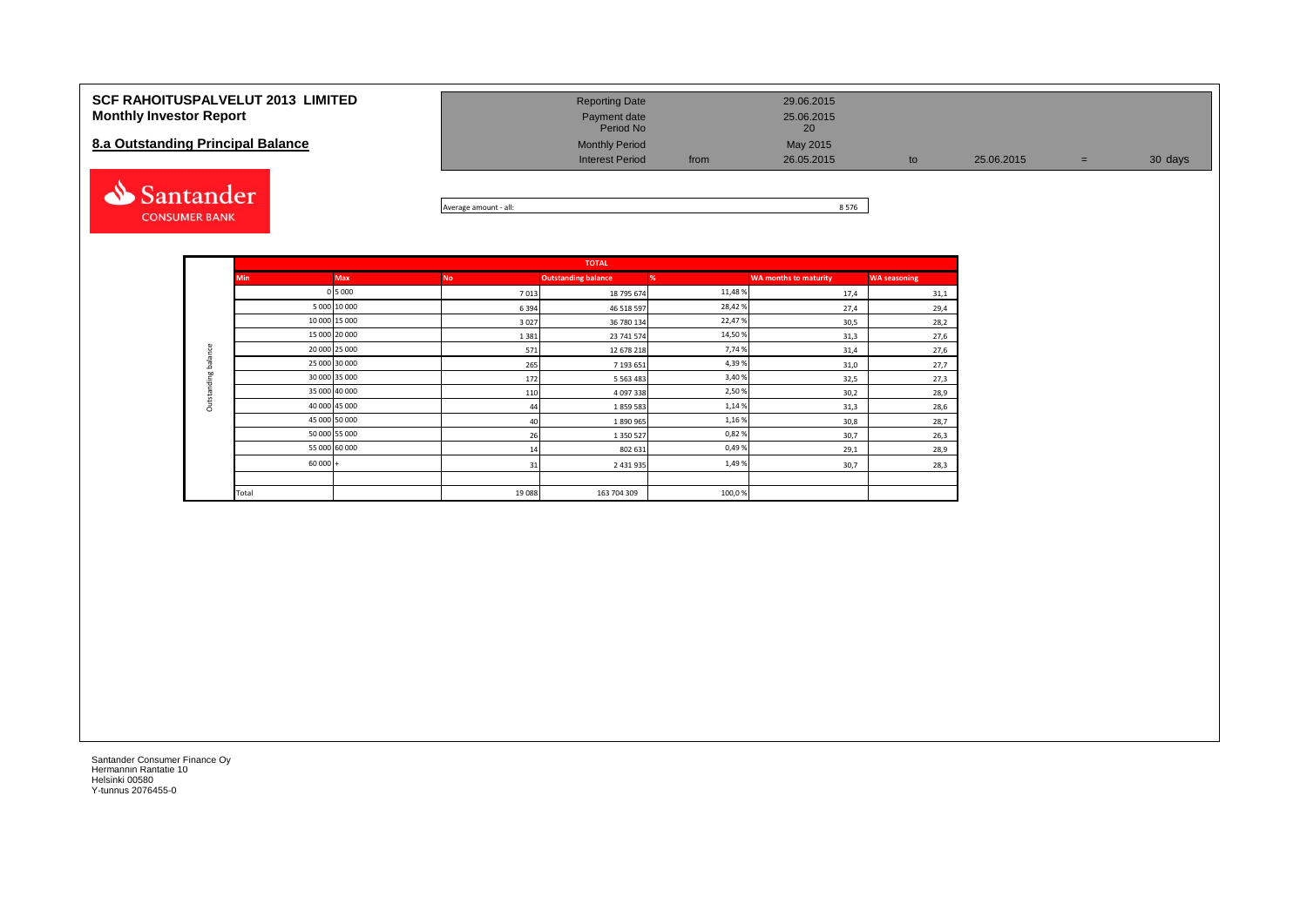# SCF RAHOITUSPALVELUT 2013 LIMITED
## Monthly Investor Report

### 8.a Outstanding Principal Balance

| | | | | | | |
|---|---|---|---|---|---|---|
| Reporting Date | | 29.06.2015 | | | | |
| Payment date | | 25.06.2015 | | | | |
| Period No | | 20 | | | | |
| Monthly Period | | May 2015 | | | | |
| Interest Period | from | 26.05.2015 | to | 25.06.2015 | = | 30 days |

Average amount - all: 8 576

| | TOTAL | | | | | | |
|---|---|---|---|---|---|---|---|
| | Min | Max | No | Outstanding balance | % | WA months to maturity | WA seasoning |
| Outstanding balance | 0 | 5 000 | 7 013 | 18 795 674 | 11,48 % | 17,4 | 31,1 |
| | 5 000 | 10 000 | 6 394 | 46 518 597 | 28,42 % | 27,4 | 29,4 |
| | 10 000 | 15 000 | 3 027 | 36 780 134 | 22,47 % | 30,5 | 28,2 |
| | 15 000 | 20 000 | 1 381 | 23 741 574 | 14,50 % | 31,3 | 27,6 |
| | 20 000 | 25 000 | 571 | 12 678 218 | 7,74 % | 31,4 | 27,6 |
| | 25 000 | 30 000 | 265 | 7 193 651 | 4,39 % | 31,0 | 27,7 |
| | 30 000 | 35 000 | 172 | 5 563 483 | 3,40 % | 32,5 | 27,3 |
| | 35 000 | 40 000 | 110 | 4 097 338 | 2,50 % | 30,2 | 28,9 |
| | 40 000 | 45 000 | 44 | 1 859 583 | 1,14 % | 31,3 | 28,6 |
| | 45 000 | 50 000 | 40 | 1 890 965 | 1,16 % | 30,8 | 28,7 |
| | 50 000 | 55 000 | 26 | 1 350 527 | 0,82 % | 30,7 | 26,3 |
| | 55 000 | 60 000 | 14 | 802 631 | 0,49 % | 29,1 | 28,9 |
| | 60 000 | + | 31 | 2 431 935 | 1,49 % | 30,7 | 28,3 |
| | | | | | | | |
| | Total | | 19 088 | 163 704 309 | 100,0 % | | |

Santander Consumer Finance Oy
Hermannin Rantatie 10
Helsinki 00580
Y-tunnus 2076455-0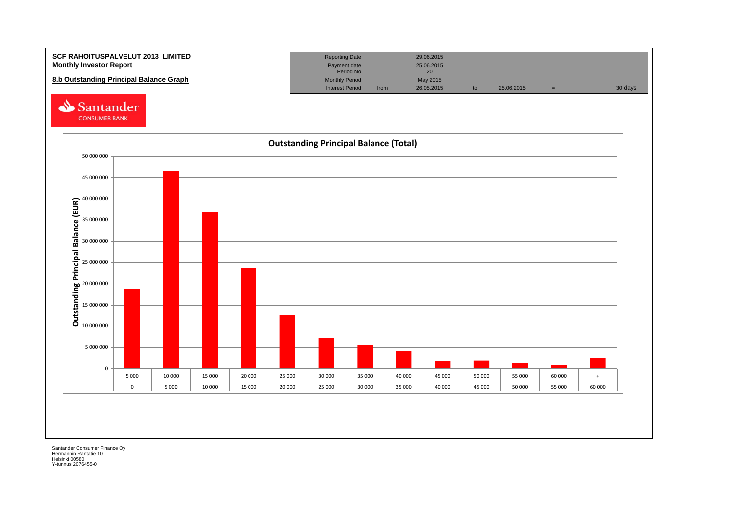**SCF RAHOITUSPALVELUT 2013 LIMITED**
**Monthly Investor Report**

**8.b Outstanding Principal Balance Graph**

| | | | | | | |
|---|---|---|---|---|---|---|
| Reporting Date | | 29.06.2015 | | | | |
| Payment date | | 25.06.2015 | | | | |
| Period No | | 20 | | | | |
| Monthly Period | | May 2015 | | | | |
| Interest Period | from | 26.05.2015 | to | 25.06.2015 | = | 30 days |

Santander CONSUMER BANK

**Outstanding Principal Balance (Total)**

Outstanding Principal Balance (EUR)

| 5 000 | 10 000 | 15 000 | 20 000 | 25 000 | 30 000 | 35 000 | 40 000 | 45 000 | 50 000 | 55 000 | 60 000 | + |
|---|---|---|---|---|---|---|---|---|---|---|---|---|
| 0 | 5 000 | 10 000 | 15 000 | 20 000 | 25 000 | 30 000 | 35 000 | 40 000 | 45 000 | 50 000 | 55 000 | 60 000 |

Santander Consumer Finance Oy
Hermannin Rantatie 10
Helsinki 00580
Y-tunnus 2076455-0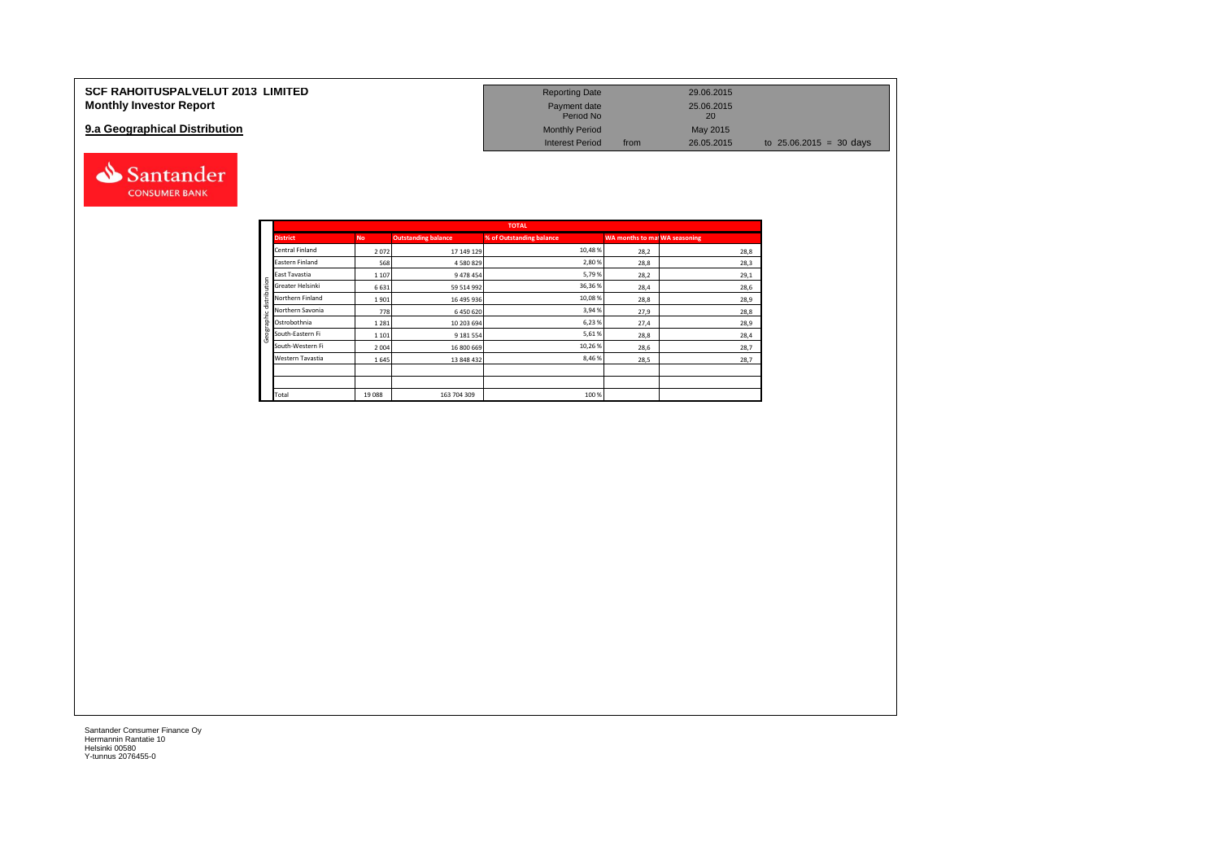**SCF RAHOITUSPALVELUT 2013 LIMITED**
**Monthly Investor Report**

**9.a Geographical Distribution**

| | | | |
|---|---|---|---|
| Reporting Date | | 29.06.2015 | |
| Payment date | | 25.06.2015 | |
| Period No | | 20 | |
| Monthly Period | | May 2015 | |
| Interest Period | from | 26.05.2015 | to 25.06.2015 = 30 days |

| | TOTAL | | | | | |
|---|---|---|---|---|---|---|
| | District | No | Outstanding balance | % of Outstanding balance | WA months to mat | WA seasoning |
| Geographic distribution | Central Finland | 2 072 | 17 149 129 | 10,48 % | 28,2 | 28,8 |
| | Eastern Finland | 568 | 4 580 829 | 2,80 % | 28,8 | 28,3 |
| | East Tavastia | 1 107 | 9 478 454 | 5,79 % | 28,2 | 29,1 |
| | Greater Helsinki | 6 631 | 59 514 992 | 36,36 % | 28,4 | 28,6 |
| | Northern Finland | 1 901 | 16 495 936 | 10,08 % | 28,8 | 28,9 |
| | Northern Savonia | 778 | 6 450 620 | 3,94 % | 27,9 | 28,8 |
| | Ostrobothnia | 1 281 | 10 203 694 | 6,23 % | 27,4 | 28,9 |
| | South-Eastern Fi | 1 101 | 9 181 554 | 5,61 % | 28,8 | 28,4 |
| | South-Western Fi | 2 004 | 16 800 669 | 10,26 % | 28,6 | 28,7 |
| | Western Tavastia | 1 645 | 13 848 432 | 8,46 % | 28,5 | 28,7 |
| | | | | | | |
| | | | | | | |
| | Total | 19 088 | 163 704 309 | 100 % | | |

Santander Consumer Finance Oy
Hermannin Rantatie 10
Helsinki 00580
Y-tunnus 2076455-0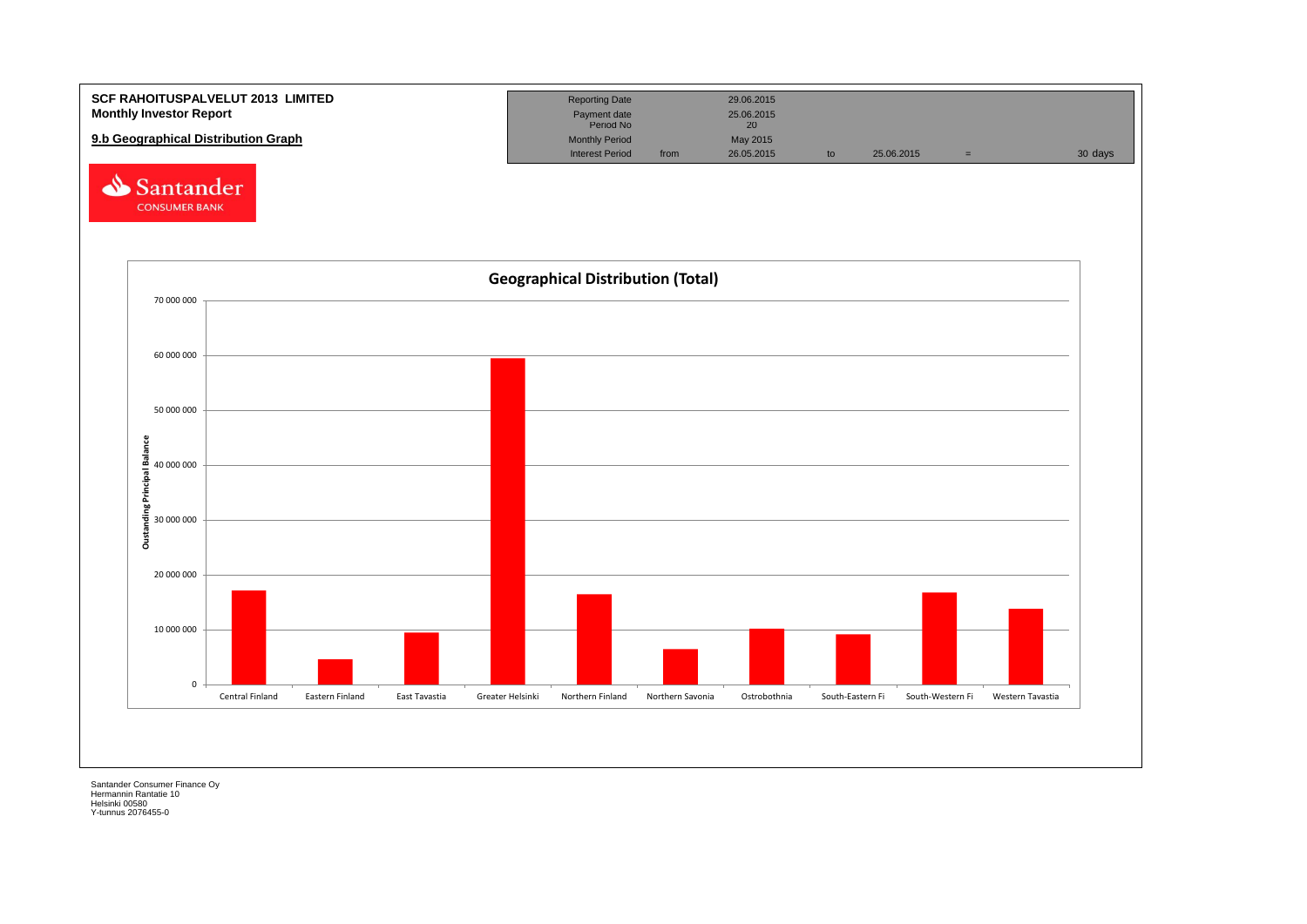**SCF RAHOITUSPALVELUT 2013 LIMITED**
**Monthly Investor Report**

**9.b Geographical Distribution Graph**

| | | | | | | |
|---|---|---|---|---|---|---|
| Reporting Date | | 29.06.2015 | | | | |
| Payment date | | 25.06.2015 | | | | |
| Period No | | 20 | | | | |
| Monthly Period | | May 2015 | | | | |
| Interest Period | from | 26.05.2015 | to | 25.06.2015 | = | 30 days |

Santander CONSUMER BANK

**Geographical Distribution (Total)**

Oustanding Principal Balance

70 000 000
60 000 000
50 000 000
40 000 000
30 000 000
20 000 000
10 000 000
0

Central Finland, Eastern Finland, East Tavastia, Greater Helsinki, Northern Finland, Northern Savonia, Ostrobothnia, South-Eastern Fi, South-Western Fi, Western Tavastia

Santander Consumer Finance Oy
Hermannin Rantatie 10
Helsinki 00580
Y-tunnus 2076455-0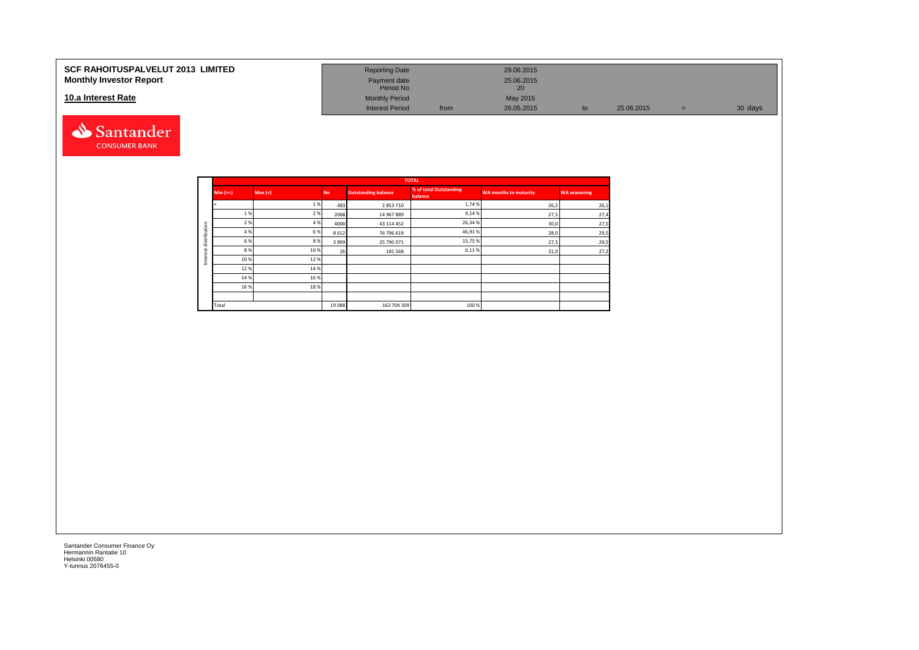**SCF RAHOITUSPALVELUT 2013 LIMITED**
**Monthly Investor Report**

## 10.a Interest Rate

| Reporting Date | | 29.06.2015 | | | | |
|---|---|---|---|---|---|---|
| Payment date | | 25.06.2015 | | | | |
| Period No | | 20 | | | | |
| Monthly Period | | May 2015 | | | | |
| Interest Period | from | 26.05.2015 | to | 25.06.2015 | = | 30 days |

| | TOTAL | | | | | | |
|---|---|---|---|---|---|---|---|
| | Min (>=) | Max (<) | No | Outstanding balance | % of total Outstanding balance | WA months to maturity | WA seasoning |
| Interest distribution | < | 1 % | 483 | 2 853 710 | 1,74 % | 26,5 | 26,1 |
| | 1 % | 2 % | 2068 | 14 967 889 | 9,14 % | 27,5 | 27,4 |
| | 2 % | 4 % | 4000 | 43 114 452 | 26,34 % | 30,0 | 27,5 |
| | 4 % | 6 % | 8 612 | 76 796 619 | 46,91 % | 28,0 | 29,5 |
| | 6 % | 8 % | 3 899 | 25 790 071 | 15,75 % | 27,5 | 29,5 |
| | 8 % | 10 % | 26 | 181 568 | 0,11 % | 31,0 | 27,2 |
| | 10 % | 12 % | | | | | |
| | 12 % | 14 % | | | | | |
| | 14 % | 16 % | | | | | |
| | 16 % | 18 % | | | | | |
| | | | | | | | |
| | Total | | 19 088 | 163 704 309 | 100 % | | |

Santander Consumer Finance Oy
Hermannin Rantatie 10
Helsinki 00580
Y-tunnus 2076455-0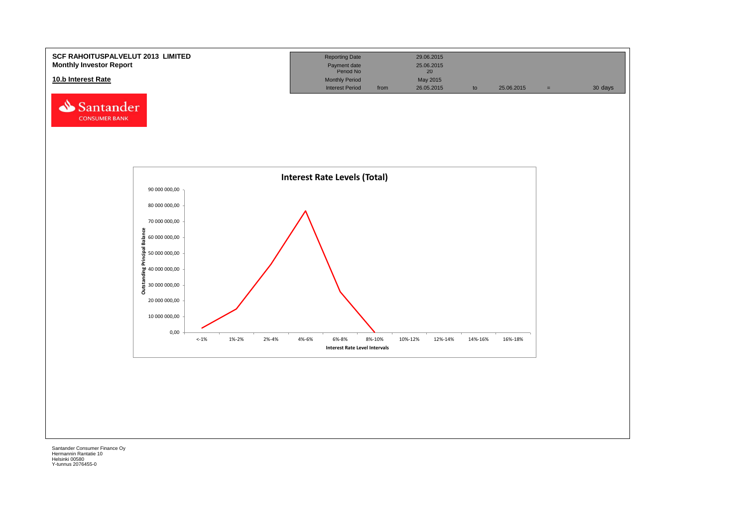**SCF RAHOITUSPALVELUT 2013 LIMITED**
**Monthly Investor Report**

**10.b Interest Rate**

| Reporting Date | | 29.06.2015 | | | | |
|---|---|---|---|---|---|---|
| Payment date | | 25.06.2015 | | | | |
| Period No | | 20 | | | | |
| Monthly Period | | May 2015 | | | | |
| Interest Period | from | 26.05.2015 | to | 25.06.2015 | = | 30 days |

**Interest Rate Levels (Total)**

Outstanding Principal Balance

90 000 000,00
80 000 000,00
70 000 000,00
60 000 000,00
50 000 000,00
40 000 000,00
30 000 000,00
20 000 000,00
10 000 000,00
0,00

<-1% | 1%-2% | 2%-4% | 4%-6% | 6%-8% | 8%-10% | 10%-12% | 12%-14% | 14%-16% | 16%-18%

Interest Rate Level Intervals

Santander Consumer Finance Oy
Hermannin Rantatie 10
Helsinki 00580
Y-tunnus 2076455-0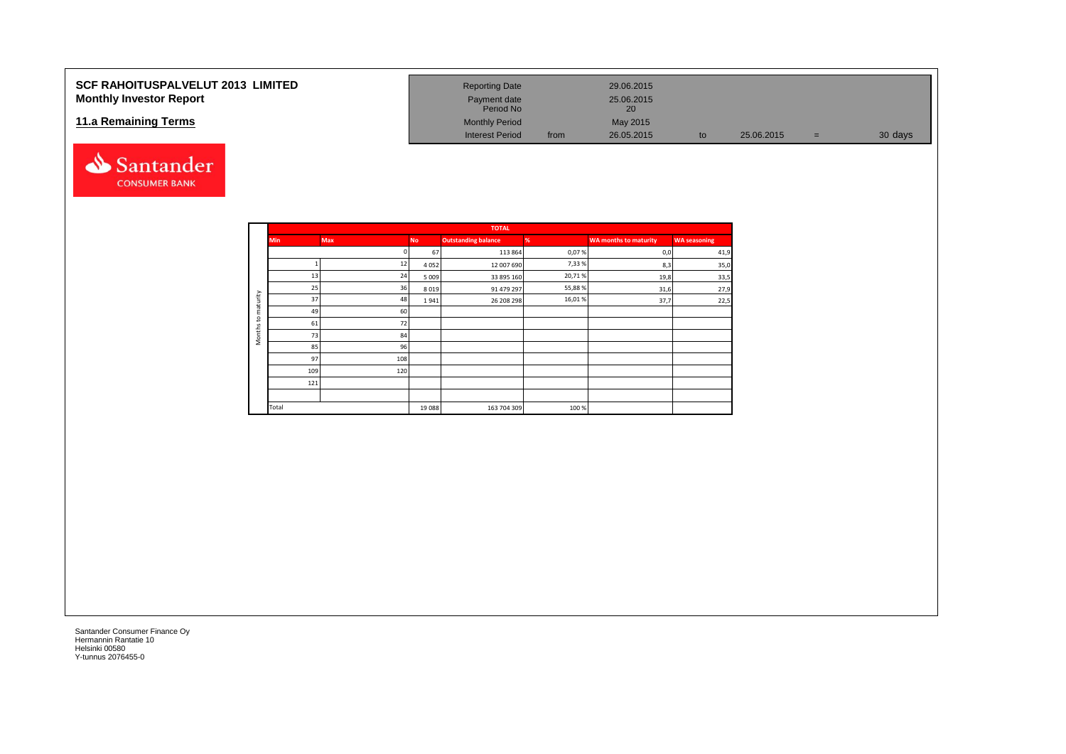# SCF RAHOITUSPALVELUT 2013 LIMITED
## Monthly Investor Report

### 11.a Remaining Terms

| Reporting Date | | 29.06.2015 | | | | |
|---|---|---|---|---|---|---|
| Payment date | | 25.06.2015 | | | | |
| Period No | | 20 | | | | |
| Monthly Period | | May 2015 | | | | |
| Interest Period | from | 26.05.2015 | to | 25.06.2015 | = | 30 days |

| | TOTAL | | | | | | |
|---|---|---|---|---|---|---|---|
| | Min | Max | No | Outstanding balance | % | WA months to maturity | WA seasoning |
| Months to maturity | | 0 | 67 | 113 864 | 0,07 % | 0,0 | 41,9 |
| | 1 | 12 | 4 052 | 12 007 690 | 7,33 % | 8,3 | 35,0 |
| | 13 | 24 | 5 009 | 33 895 160 | 20,71 % | 19,8 | 33,5 |
| | 25 | 36 | 8 019 | 91 479 297 | 55,88 % | 31,6 | 27,9 |
| | 37 | 48 | 1 941 | 26 208 298 | 16,01 % | 37,7 | 22,5 |
| | 49 | 60 | | | | | |
| | 61 | 72 | | | | | |
| | 73 | 84 | | | | | |
| | 85 | 96 | | | | | |
| | 97 | 108 | | | | | |
| | 109 | 120 | | | | | |
| | 121 | | | | | | |
| | | | | | | | |
| | Total | | 19 088 | 163 704 309 | 100 % | | |

Santander Consumer Finance Oy
Hermannin Rantatie 10
Helsinki 00580
Y-tunnus 2076455-0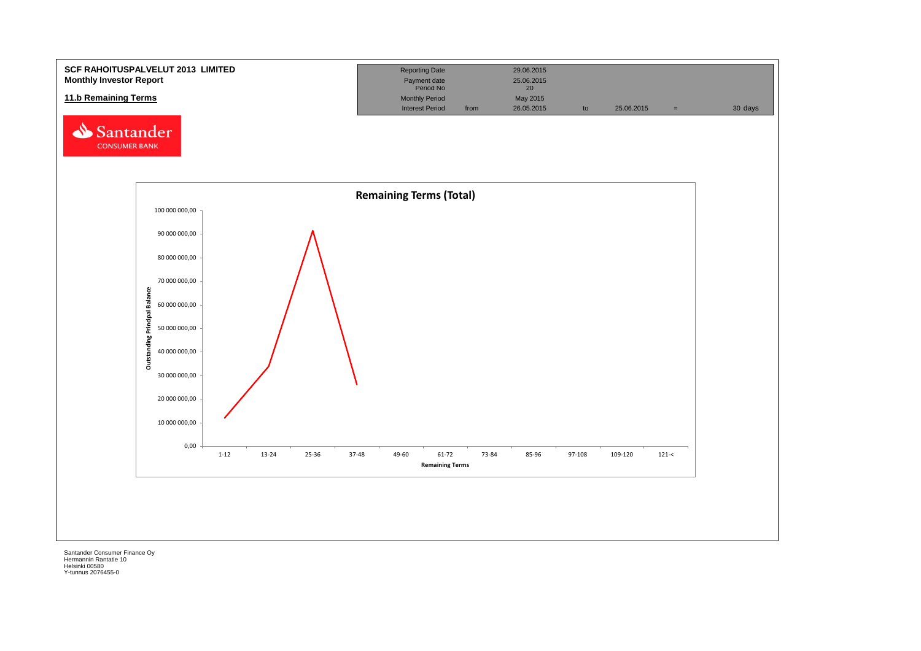**SCF RAHOITUSPALVELUT 2013 LIMITED**
**Monthly Investor Report**

**11.b Remaining Terms**

| Reporting Date | | 29.06.2015 | | | | |
|---|---|---|---|---|---|---|
| Payment date | | 25.06.2015 | | | | |
| Period No | | 20 | | | | |
| Monthly Period | | May 2015 | | | | |
| Interest Period | from | 26.05.2015 | to | 25.06.2015 | = | 30 days |

Santander CONSUMER BANK

**Remaining Terms (Total)**

Outstanding Principal Balance

100 000 000,00
90 000 000,00
80 000 000,00
70 000 000,00
60 000 000,00
50 000 000,00
40 000 000,00
30 000 000,00
20 000 000,00
10 000 000,00
0,00

1-12 | 13-24 | 25-36 | 37-48 | 49-60 | 61-72 | 73-84 | 85-96 | 97-108 | 109-120 | 121-<

Remaining Terms

Santander Consumer Finance Oy
Hermannin Rantatie 10
Helsinki 00580
Y-tunnus 2076455-0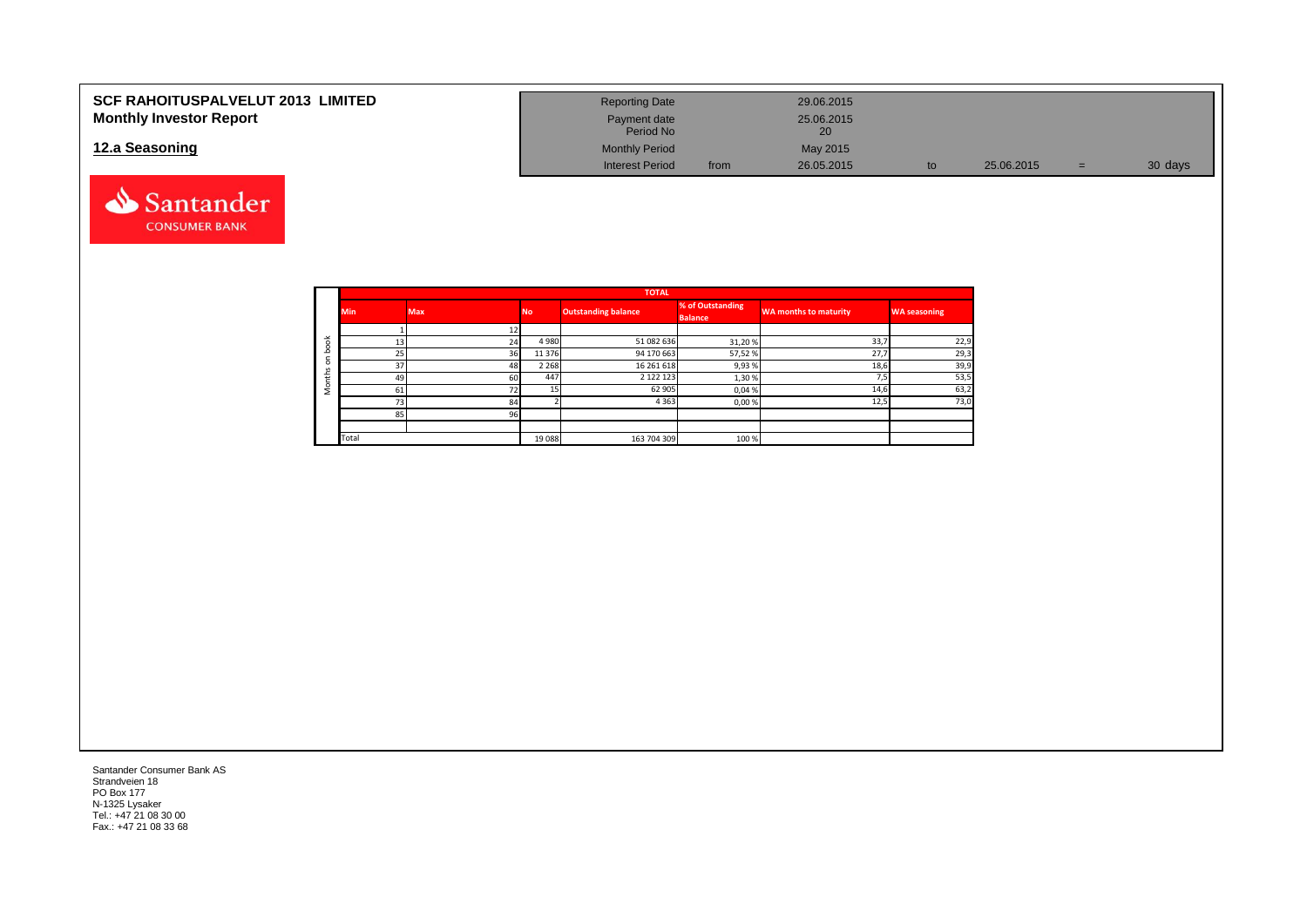# SCF RAHOITUSPALVELUT 2013 LIMITED
## Monthly Investor Report

## 12.a Seasoning

| Reporting Date | | 29.06.2015 | | | | |
|---|---|---|---|---|---|---|
| Payment date | | 25.06.2015 | | | | |
| Period No | | 20 | | | | |
| Monthly Period | | May 2015 | | | | |
| Interest Period | from | 26.05.2015 | to | 25.06.2015 | = | 30 days |

| | TOTAL | | | | | | |
|---|---|---|---|---|---|---|---|
| | Min | Max | No | Outstanding balance | % of Outstanding Balance | WA months to maturity | WA seasoning |
| Months on book | 1 | 12 | | | | | |
| | 13 | 24 | 4 980 | 51 082 636 | 31,20 % | 33,7 | 22,9 |
| | 25 | 36 | 11 376 | 94 170 663 | 57,52 % | 27,7 | 29,3 |
| | 37 | 48 | 2 268 | 16 261 618 | 9,93 % | 18,6 | 39,9 |
| | 49 | 60 | 447 | 2 122 123 | 1,30 % | 7,5 | 53,5 |
| | 61 | 72 | 15 | 62 905 | 0,04 % | 14,6 | 63,2 |
| | 73 | 84 | 2 | 4 363 | 0,00 % | 12,5 | 73,0 |
| | 85 | 96 | | | | | |
| | Total | | 19 088 | 163 704 309 | 100 % | | |

Santander Consumer Bank AS
Strandveien 18
PO Box 177
N-1325 Lysaker
Tel.: +47 21 08 30 00
Fax.: +47 21 08 33 68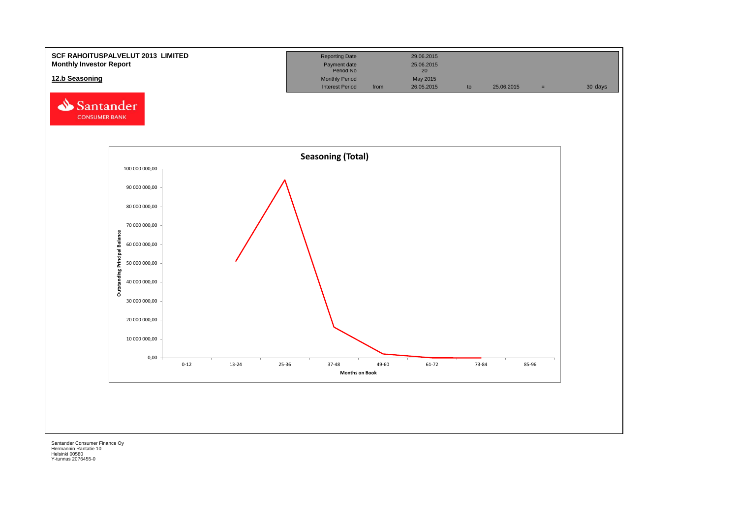**SCF RAHOITUSPALVELUT 2013 LIMITED**
**Monthly Investor Report**

**12.b Seasoning**

| | | | | | | |
|---|---|---|---|---|---|---|
| Reporting Date | | 29.06.2015 | | | | |
| Payment date | | 25.06.2015 | | | | |
| Period No | | 20 | | | | |
| Monthly Period | | May 2015 | | | | |
| Interest Period | from | 26.05.2015 | to | 25.06.2015 | = | 30 days |

Santander CONSUMER BANK

**Seasoning (Total)**

Outstanding Principal Balance

100 000 000,00
90 000 000,00
80 000 000,00
70 000 000,00
60 000 000,00
50 000 000,00
40 000 000,00
30 000 000,00
20 000 000,00
10 000 000,00
0,00

0-12 | 13-24 | 25-36 | 37-48 | 49-60 | 61-72 | 73-84 | 85-96

Months on Book

Santander Consumer Finance Oy
Hermannin Rantatie 10
Helsinki 00580
Y-tunnus 2076455-0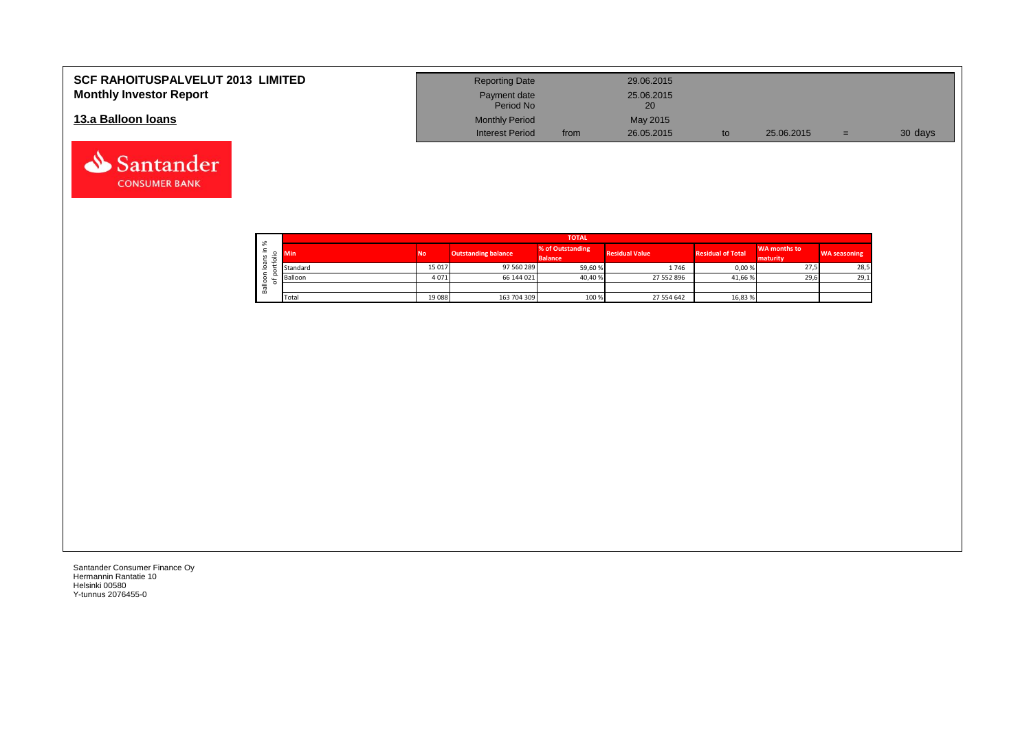# SCF RAHOITUSPALVELUT 2013 LIMITED
## Monthly Investor Report

| Reporting Date | | 29.06.2015 | | | | |
|---|---|---|---|---|---|---|
| Payment date Period No | | 25.06.2015 20 | | | | |
| Monthly Period | | May 2015 | | | | |
| Interest Period | from | 26.05.2015 | to | 25.06.2015 | = | 30 days |

## 13.a Balloon loans

Balloon loans in % of portfolio

| TOTAL | | | | | | | |
|---|---|---|---|---|---|---|---|
| Min | No | Outstanding balance | % of Outstanding Balance | Residual Value | Residual of Total | WA months to maturity | WA seasoning |
| Standard | 15 017 | 97 560 289 | 59,60 % | 1 746 | 0,00 % | 27,5 | 28,5 |
| Balloon | 4 071 | 66 144 021 | 40,40 % | 27 552 896 | 41,66 % | 29,6 | 29,1 |
| | | | | | | | |
| Total | 19 088 | 163 704 309 | 100 % | 27 554 642 | 16,83 % | | |

Santander Consumer Finance Oy
Hermannin Rantatie 10
Helsinki 00580
Y-tunnus 2076455-0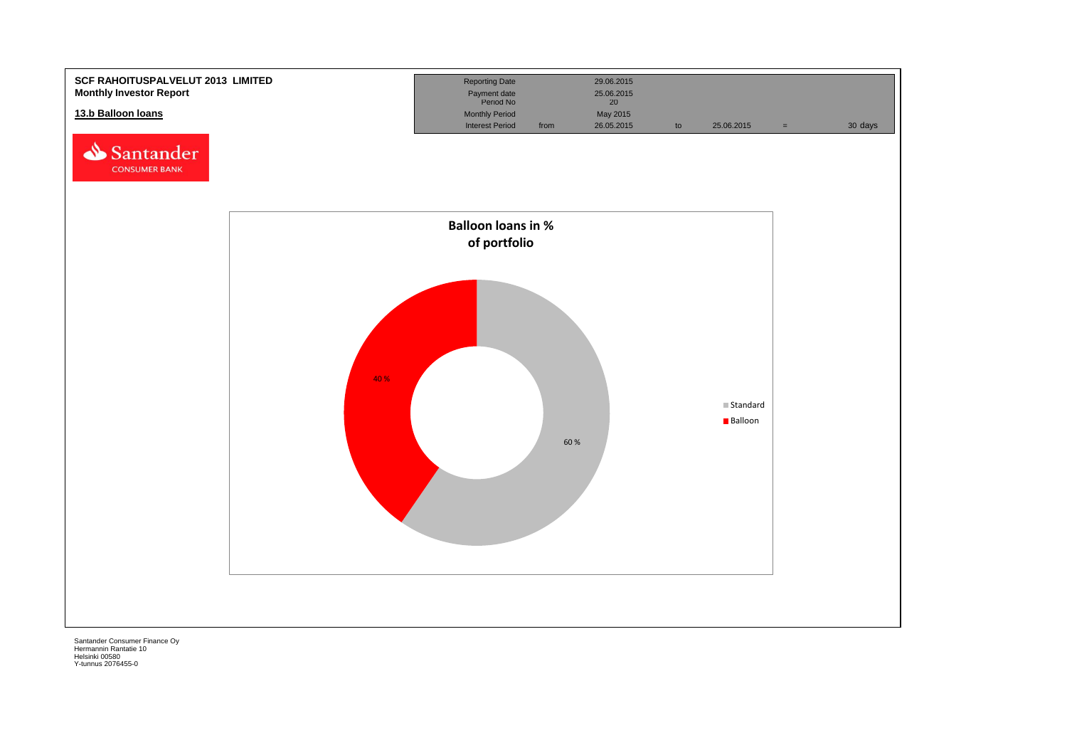**SCF RAHOITUSPALVELUT 2013 LIMITED**
**Monthly Investor Report**

**13.b Balloon loans**

| | | | | | | |
|---|---|---|---|---|---|---|
| Reporting Date | | 29.06.2015 | | | | |
| Payment date | | 25.06.2015 | | | | |
| Period No | | 20 | | | | |
| Monthly Period | | May 2015 | | | | |
| Interest Period | from | 26.05.2015 | to | 25.06.2015 | = | 30 days |

**Balloon loans in % of portfolio**

| | |
|---|---|
| Standard | 60 % |
| Balloon | 40 % |

Santander Consumer Finance Oy
Hermannin Rantatie 10
Helsinki 00580
Y-tunnus 2076455-0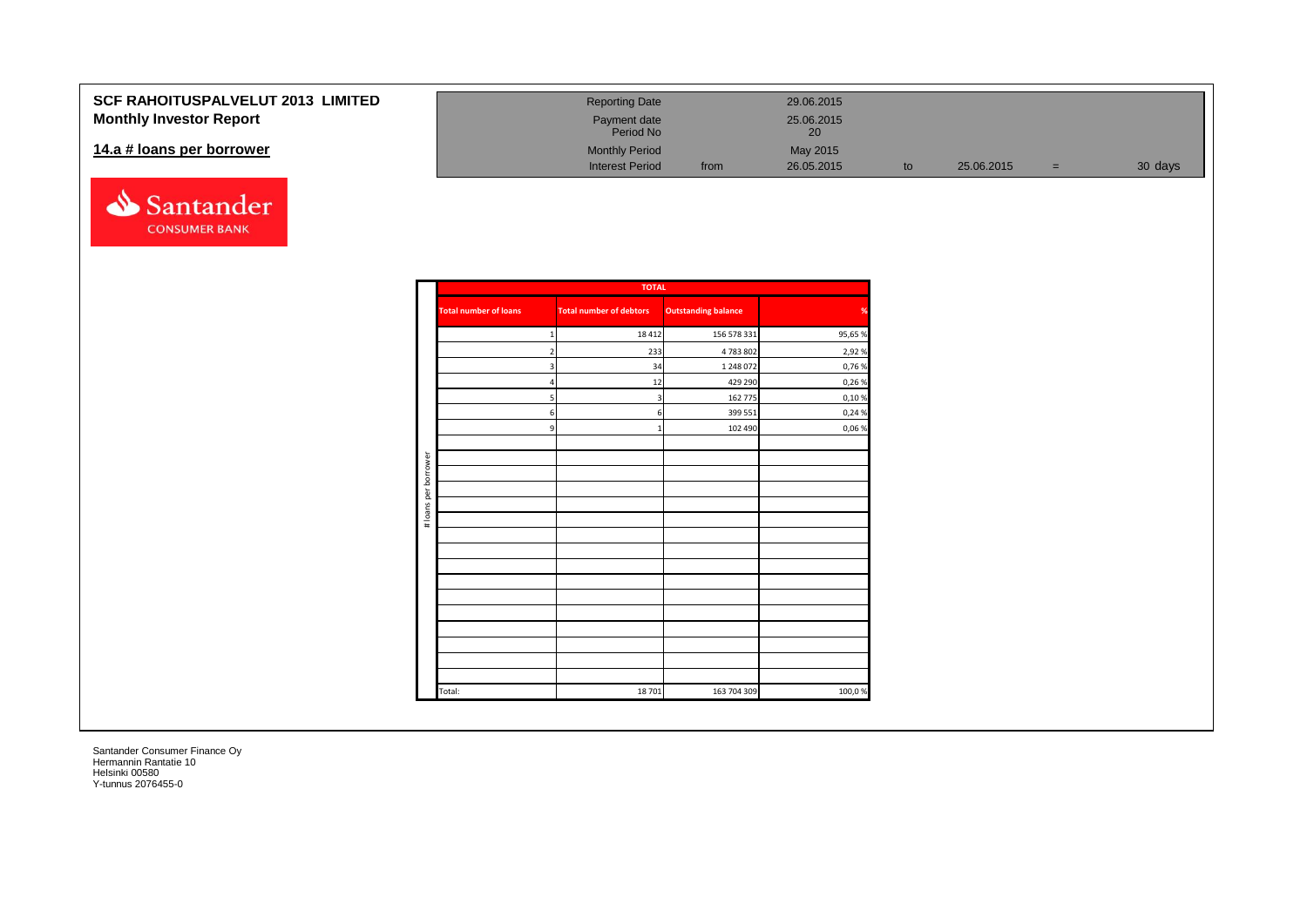# SCF RAHOITUSPALVELUT 2013 LIMITED

## Monthly Investor Report

### 14.a # loans per borrower

| | | | | | | |
|---|---|---|---|---|---|---|
| Reporting Date | | 29.06.2015 | | | | |
| Payment date | | 25.06.2015 | | | | |
| Period No | | 20 | | | | |
| Monthly Period | | May 2015 | | | | |
| Interest Period | from | 26.05.2015 | to | 25.06.2015 | = | 30 days |

| TOTAL | | | |
|---|---|---|---|
| Total number of loans | Total number of debtors | Outstanding balance | % |
| 1 | 18 412 | 156 578 331 | 95,65 % |
| 2 | 233 | 4 783 802 | 2,92 % |
| 3 | 34 | 1 248 072 | 0,76 % |
| 4 | 12 | 429 290 | 0,26 % |
| 5 | 3 | 162 775 | 0,10 % |
| 6 | 6 | 399 551 | 0,24 % |
| 9 | 1 | 102 490 | 0,06 % |
| Total: | 18 701 | 163 704 309 | 100,0 % |

Santander Consumer Finance Oy
Hermannin Rantatie 10
Helsinki 00580
Y-tunnus 2076455-0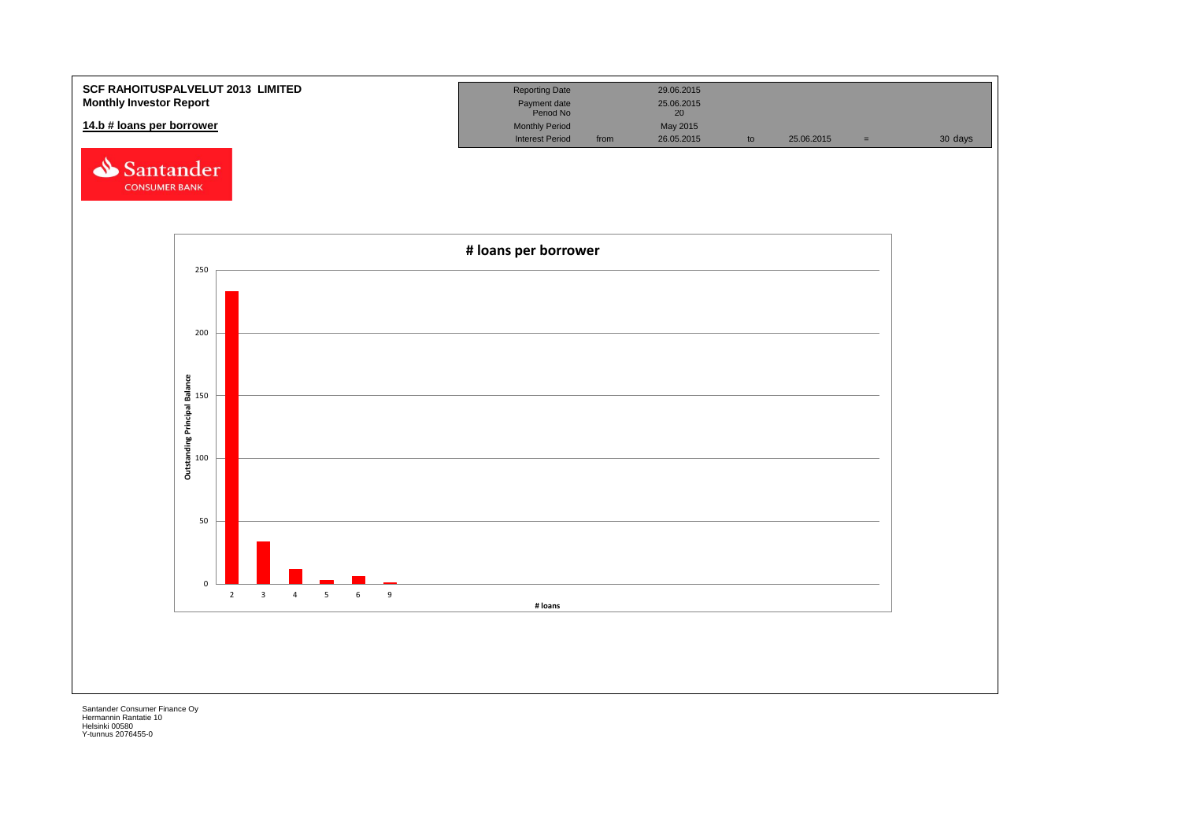**SCF RAHOITUSPALVELUT 2013 LIMITED**
**Monthly Investor Report**

## 14.b # loans per borrower

| Reporting Date | | 29.06.2015 | | | | |
|---|---|---|---|---|---|---|
| Payment date | | 25.06.2015 | | | | |
| Period No | | 20 | | | | |
| Monthly Period | | May 2015 | | | | |
| Interest Period | from | 26.05.2015 | to | 25.06.2015 | = | 30 days |

### # loans per borrower

Outstanding Principal Balance

# loans

Santander Consumer Finance Oy
Hermannin Rantatie 10
Helsinki 00580
Y-tunnus 2076455-0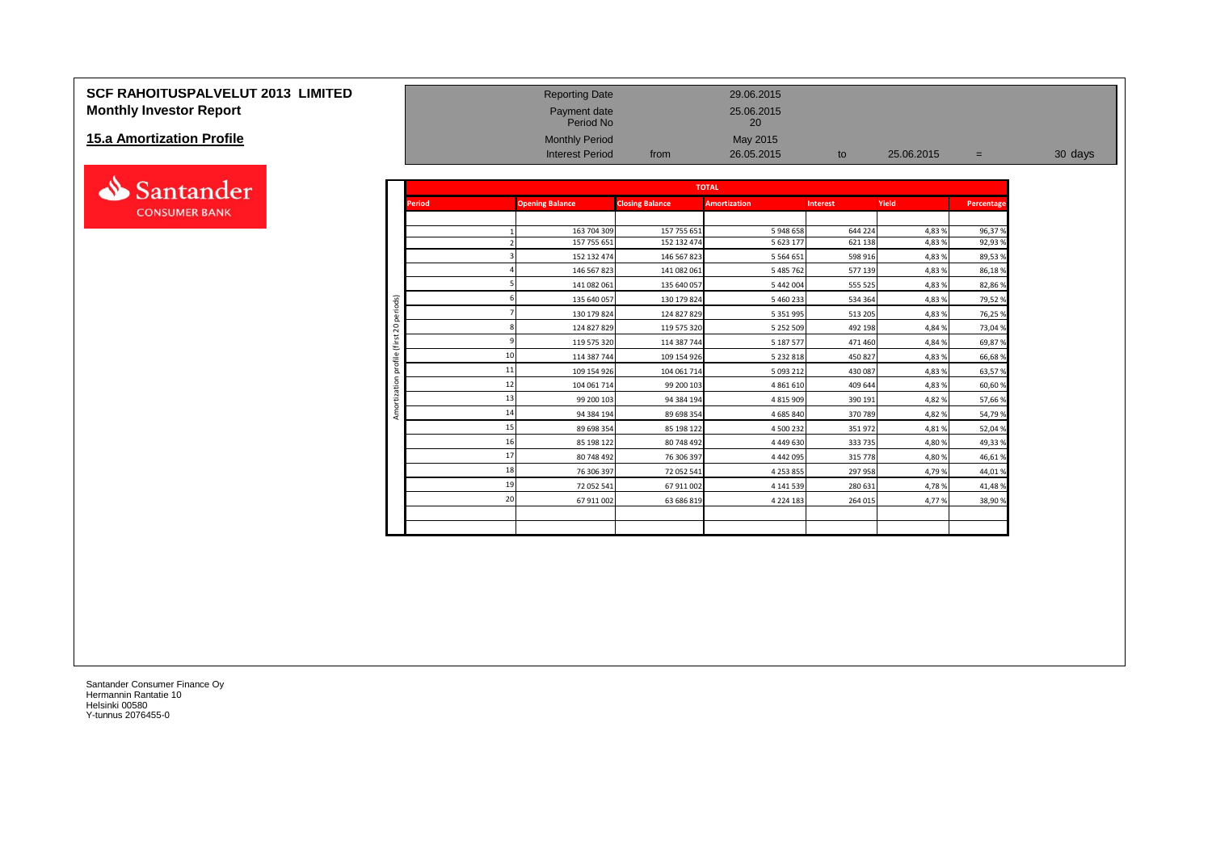# SCF RAHOITUSPALVELUT 2013 LIMITED
## Monthly Investor Report

### 15.a Amortization Profile

| | | | | | | |
|---|---|---|---|---|---|---|
| Reporting Date | | 29.06.2015 | | | | |
| Payment date | | 25.06.2015 | | | | |
| Period No | | 20 | | | | |
| Monthly Period | | May 2015 | | | | |
| Interest Period | from | 26.05.2015 | to | 25.06.2015 | = | 30 days |

**TOTAL**

Amortization profile (first 20 periods)

| Period | Opening Balance | Closing Balance | Amortization | Interest | Yield | Percentage |
|---|---|---|---|---|---|---|
| 1 | 163 704 309 | 157 755 651 | 5 948 658 | 644 224 | 4,83 % | 96,37 % |
| 2 | 157 755 651 | 152 132 474 | 5 623 177 | 621 138 | 4,83 % | 92,93 % |
| 3 | 152 132 474 | 146 567 823 | 5 564 651 | 598 916 | 4,83 % | 89,53 % |
| 4 | 146 567 823 | 141 082 061 | 5 485 762 | 577 139 | 4,83 % | 86,18 % |
| 5 | 141 082 061 | 135 640 057 | 5 442 004 | 555 525 | 4,83 % | 82,86 % |
| 6 | 135 640 057 | 130 179 824 | 5 460 233 | 534 364 | 4,83 % | 79,52 % |
| 7 | 130 179 824 | 124 827 829 | 5 351 995 | 513 205 | 4,83 % | 76,25 % |
| 8 | 124 827 829 | 119 575 320 | 5 252 509 | 492 198 | 4,84 % | 73,04 % |
| 9 | 119 575 320 | 114 387 744 | 5 187 577 | 471 460 | 4,84 % | 69,87 % |
| 10 | 114 387 744 | 109 154 926 | 5 232 818 | 450 827 | 4,83 % | 66,68 % |
| 11 | 109 154 926 | 104 061 714 | 5 093 212 | 430 087 | 4,83 % | 63,57 % |
| 12 | 104 061 714 | 99 200 103 | 4 861 610 | 409 644 | 4,83 % | 60,60 % |
| 13 | 99 200 103 | 94 384 194 | 4 815 909 | 390 191 | 4,82 % | 57,66 % |
| 14 | 94 384 194 | 89 698 354 | 4 685 840 | 370 789 | 4,82 % | 54,79 % |
| 15 | 89 698 354 | 85 198 122 | 4 500 232 | 351 972 | 4,81 % | 52,04 % |
| 16 | 85 198 122 | 80 748 492 | 4 449 630 | 333 735 | 4,80 % | 49,33 % |
| 17 | 80 748 492 | 76 306 397 | 4 442 095 | 315 778 | 4,80 % | 46,61 % |
| 18 | 76 306 397 | 72 052 541 | 4 253 855 | 297 958 | 4,79 % | 44,01 % |
| 19 | 72 052 541 | 67 911 002 | 4 141 539 | 280 631 | 4,78 % | 41,48 % |
| 20 | 67 911 002 | 63 686 819 | 4 224 183 | 264 015 | 4,77 % | 38,90 % |

Santander Consumer Finance Oy
Hermannin Rantatie 10
Helsinki 00580
Y-tunnus 2076455-0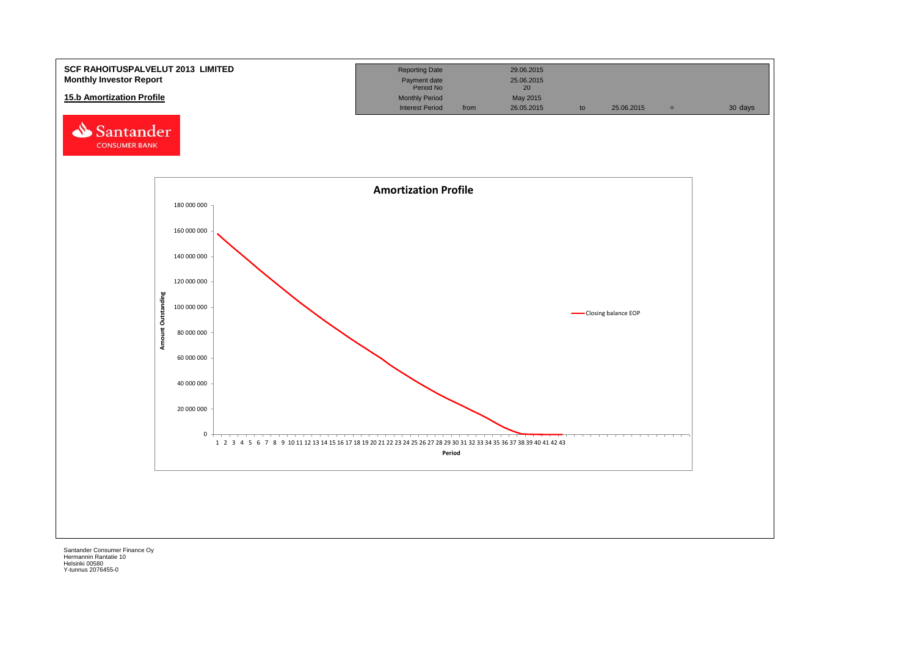**SCF RAHOITUSPALVELUT 2013 LIMITED**
**Monthly Investor Report**

**15.b Amortization Profile**

| Reporting Date | | 29.06.2015 | | | | |
|---|---|---|---|---|---|---|
| Payment date | | 25.06.2015 | | | | |
| Period No | | 20 | | | | |
| Monthly Period | | May 2015 | | | | |
| Interest Period | from | 26.05.2015 | to | 25.06.2015 | = | 30 days |

Santander CONSUMER BANK

**Amortization Profile**

Amount Outstanding (y-axis): 0; 20 000 000; 40 000 000; 60 000 000; 80 000 000; 100 000 000; 120 000 000; 140 000 000; 160 000 000; 180 000 000

Period (x-axis): 1 2 3 4 5 6 7 8 9 10 11 12 13 14 15 16 17 18 19 20 21 22 23 24 25 26 27 28 29 30 31 32 33 34 35 36 37 38 39 40 41 42 43

Closing balance EOP

Santander Consumer Finance Oy
Hermannin Rantatie 10
Helsinki 00580
Y-tunnus 2076455-0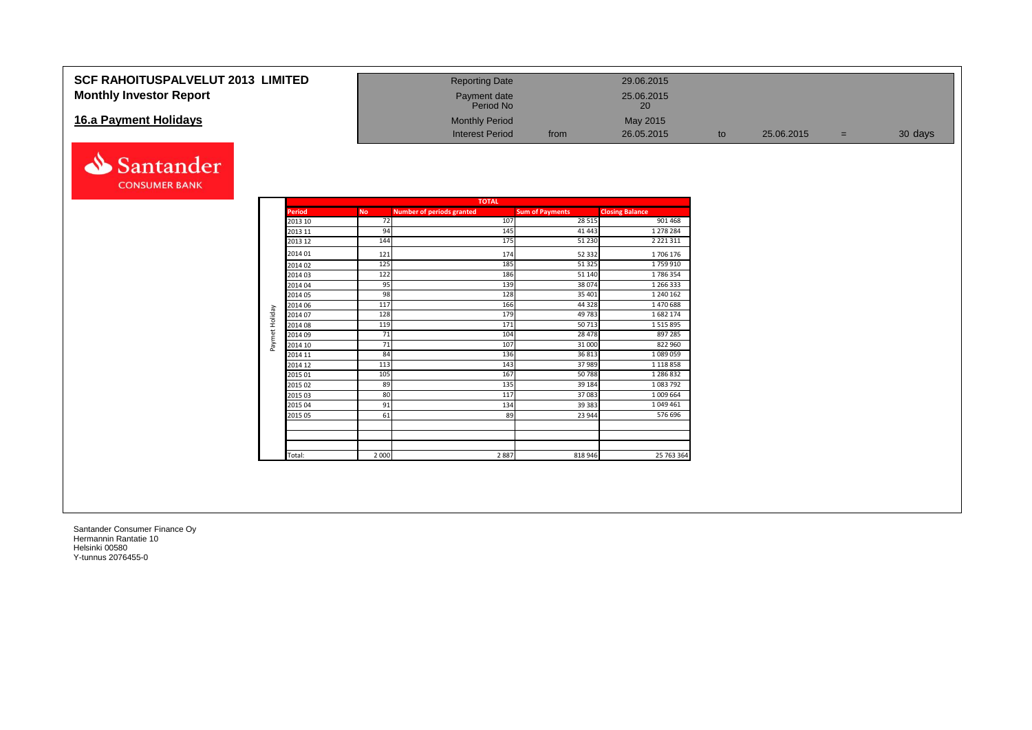# SCF RAHOITUSPALVELUT 2013 LIMITED
## Monthly Investor Report

## 16.a Payment Holidays

| | | | | | | |
|---|---|---|---|---|---|---|
| Reporting Date | | 29.06.2015 | | | | |
| Payment date | | 25.06.2015 | | | | |
| Period No | | 20 | | | | |
| Monthly Period | | May 2015 | | | | |
| Interest Period | from | 26.05.2015 | to | 25.06.2015 | = | 30 days |

**TOTAL** (Paymet Holiday)

| Period | No | Number of periods granted | Sum of Payments | Closing Balance |
|---|---|---|---|---|
| 2013 10 | 72 | 107 | 28 515 | 901 468 |
| 2013 11 | 94 | 145 | 41 443 | 1 278 284 |
| 2013 12 | 144 | 175 | 51 230 | 2 221 311 |
| 2014 01 | 121 | 174 | 52 332 | 1 706 176 |
| 2014 02 | 125 | 185 | 51 325 | 1 759 910 |
| 2014 03 | 122 | 186 | 51 140 | 1 786 354 |
| 2014 04 | 95 | 139 | 38 074 | 1 266 333 |
| 2014 05 | 98 | 128 | 35 401 | 1 240 162 |
| 2014 06 | 117 | 166 | 44 328 | 1 470 688 |
| 2014 07 | 128 | 179 | 49 783 | 1 682 174 |
| 2014 08 | 119 | 171 | 50 713 | 1 515 895 |
| 2014 09 | 71 | 104 | 28 478 | 897 285 |
| 2014 10 | 71 | 107 | 31 000 | 822 960 |
| 2014 11 | 84 | 136 | 36 813 | 1 089 059 |
| 2014 12 | 113 | 143 | 37 989 | 1 118 858 |
| 2015 01 | 105 | 167 | 50 788 | 1 286 832 |
| 2015 02 | 89 | 135 | 39 184 | 1 083 792 |
| 2015 03 | 80 | 117 | 37 083 | 1 009 664 |
| 2015 04 | 91 | 134 | 39 383 | 1 049 461 |
| 2015 05 | 61 | 89 | 23 944 | 576 696 |
| | | | | |
| | | | | |
| | | | | |
| Total: | 2 000 | 2 887 | 818 946 | 25 763 364 |

Santander Consumer Finance Oy
Hermannin Rantatie 10
Helsinki 00580
Y-tunnus 2076455-0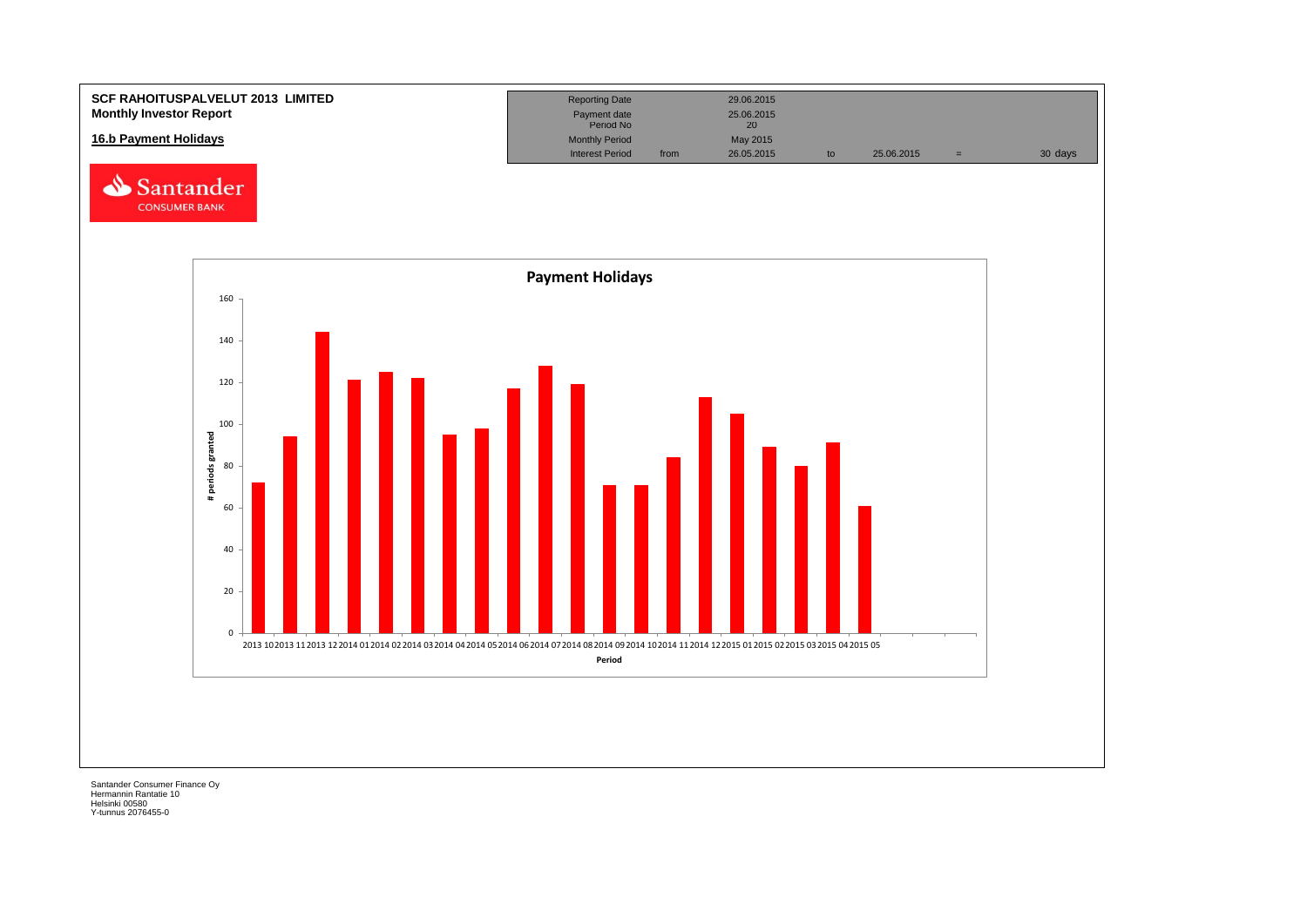**SCF RAHOITUSPALVELUT 2013 LIMITED**
**Monthly Investor Report**

**16.b Payment Holidays**

| Reporting Date | | 29.06.2015 | | | | |
|---|---|---|---|---|---|---|
| Payment date | | 25.06.2015 | | | | |
| Period No | | 20 | | | | |
| Monthly Period | | May 2015 | | | | |
| Interest Period | from | 26.05.2015 | to | 25.06.2015 | = | 30 days |

**Payment Holidays**

# periods granted

| Period | # periods granted |
|---|---|
| 2013 10 | 72 |
| 2013 11 | 94 |
| 2013 12 | 144 |
| 2014 01 | 121 |
| 2014 02 | 125 |
| 2014 03 | 122 |
| 2014 04 | 95 |
| 2014 05 | 98 |
| 2014 06 | 117 |
| 2014 07 | 128 |
| 2014 08 | 119 |
| 2014 09 | 71 |
| 2014 10 | 71 |
| 2014 11 | 84 |
| 2014 12 | 113 |
| 2015 01 | 105 |
| 2015 02 | 89 |
| 2015 03 | 80 |
| 2015 04 | 91 |
| 2015 05 | 61 |

Santander Consumer Finance Oy
Hermannin Rantatie 10
Helsinki 00580
Y-tunnus 2076455-0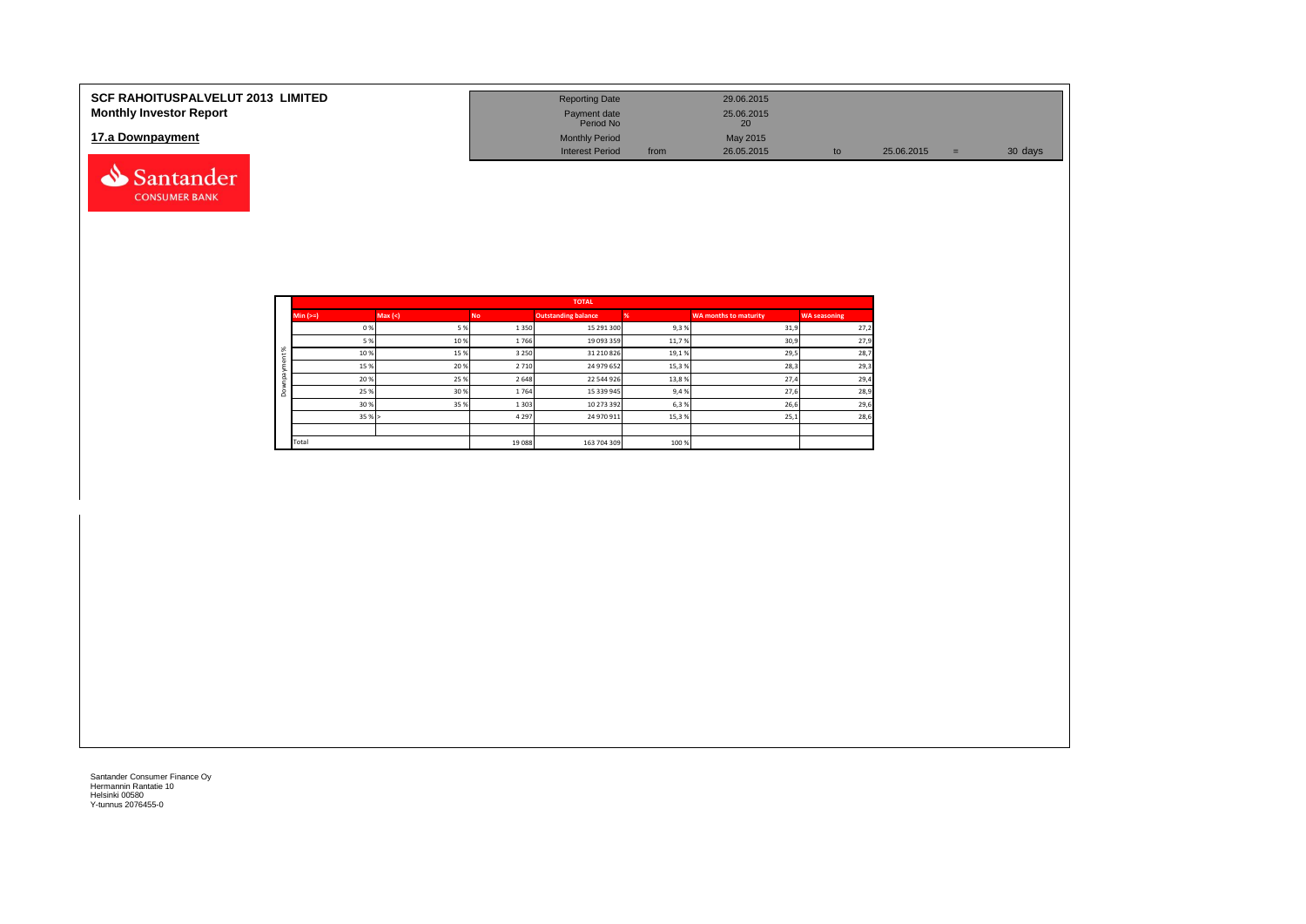**SCF RAHOITUSPALVELUT 2013 LIMITED**
**Monthly Investor Report**

**17.a Downpayment**

| | | | | | | |
|---|---|---|---|---|---|---|
| Reporting Date | | 29.06.2015 | | | | |
| Payment date | | 25.06.2015 | | | | |
| Period No | | 20 | | | | |
| Monthly Period | | May 2015 | | | | |
| Interest Period | from | 26.05.2015 | to | 25.06.2015 | = | 30 days |

| | TOTAL | | | | | |
|---|---|---|---|---|---|---|
| Min (>=) | Max (<) | No | Outstanding balance | % | WA months to maturity | WA seasoning |
| 0 % | 5 % | 1 350 | 15 291 300 | 9,3 % | 31,9 | 27,2 |
| 5 % | 10 % | 1 766 | 19 093 359 | 11,7 % | 30,9 | 27,9 |
| 10 % | 15 % | 3 250 | 31 210 826 | 19,1 % | 29,5 | 28,7 |
| 15 % | 20 % | 2 710 | 24 979 652 | 15,3 % | 28,3 | 29,3 |
| 20 % | 25 % | 2 648 | 22 544 926 | 13,8 % | 27,4 | 29,4 |
| 25 % | 30 % | 1 764 | 15 339 945 | 9,4 % | 27,6 | 28,9 |
| 30 % | 35 % | 1 303 | 10 273 392 | 6,3 % | 26,6 | 29,6 |
| 35 % | > | 4 297 | 24 970 911 | 15,3 % | 25,1 | 28,6 |
| | | | | | | |
| Total | | 19 088 | 163 704 309 | 100 % | | |

Santander Consumer Finance Oy
Hermannin Rantatie 10
Helsinki 00580
Y-tunnus 2076455-0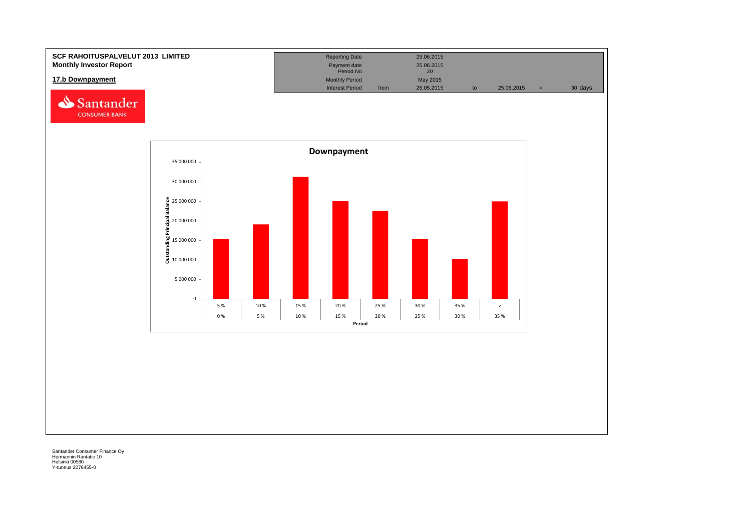**SCF RAHOITUSPALVELUT 2013 LIMITED**
**Monthly Investor Report**

## 17.b Downpayment

| | | | | | | |
|---|---|---|---|---|---|---|
| Reporting Date | | 29.06.2015 | | | | |
| Payment date | | 25.06.2015 | | | | |
| Period No | | 20 | | | | |
| Monthly Period | | May 2015 | | | | |
| Interest Period | from | 26.05.2015 | to | 25.06.2015 | = | 30 days |

**Downpayment**

Outstanding Principal Balance

| Period | |
|---|---|
| 0 % – 5 % | |
| 5 % – 10 % | |
| 10 % – 15 % | |
| 15 % – 20 % | |
| 20 % – 25 % | |
| 25 % – 30 % | |
| 30 % – 35 % | |
| > 35 % | |

Santander Consumer Finance Oy
Hermannin Rantatie 10
Helsinki 00580
Y-tunnus 2076455-0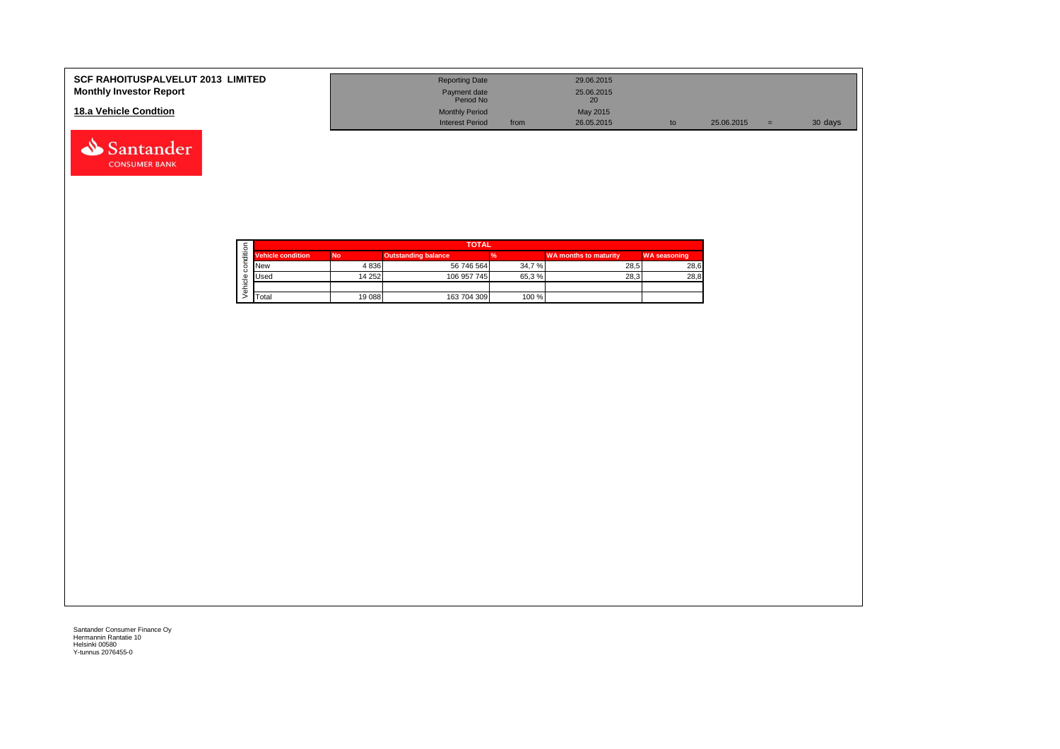**SCF RAHOITUSPALVELUT 2013 LIMITED**
**Monthly Investor Report**

## 18.a Vehicle Condtion

| | | | | | | |
|---|---|---|---|---|---|---|
| Reporting Date | | 29.06.2015 | | | | |
| Payment date | | 25.06.2015 | | | | |
| Period No | | 20 | | | | |
| Monthly Period | | May 2015 | | | | |
| Interest Period | from | 26.05.2015 | to | 25.06.2015 | = | 30 days |

| Vehicle condition | TOTAL | | | | |
|---|---|---|---|---|---|
| Vehicle condition | No | Outstanding balance | % | WA months to maturity | WA seasoning |
| New | 4 836 | 56 746 564 | 34,7 % | 28,5 | 28,6 |
| Used | 14 252 | 106 957 745 | 65,3 % | 28,3 | 28,8 |
| | | | | | |
| Total | 19 088 | 163 704 309 | 100 % | | |

Santander Consumer Finance Oy
Hermannin Rantatie 10
Helsinki 00580
Y-tunnus 2076455-0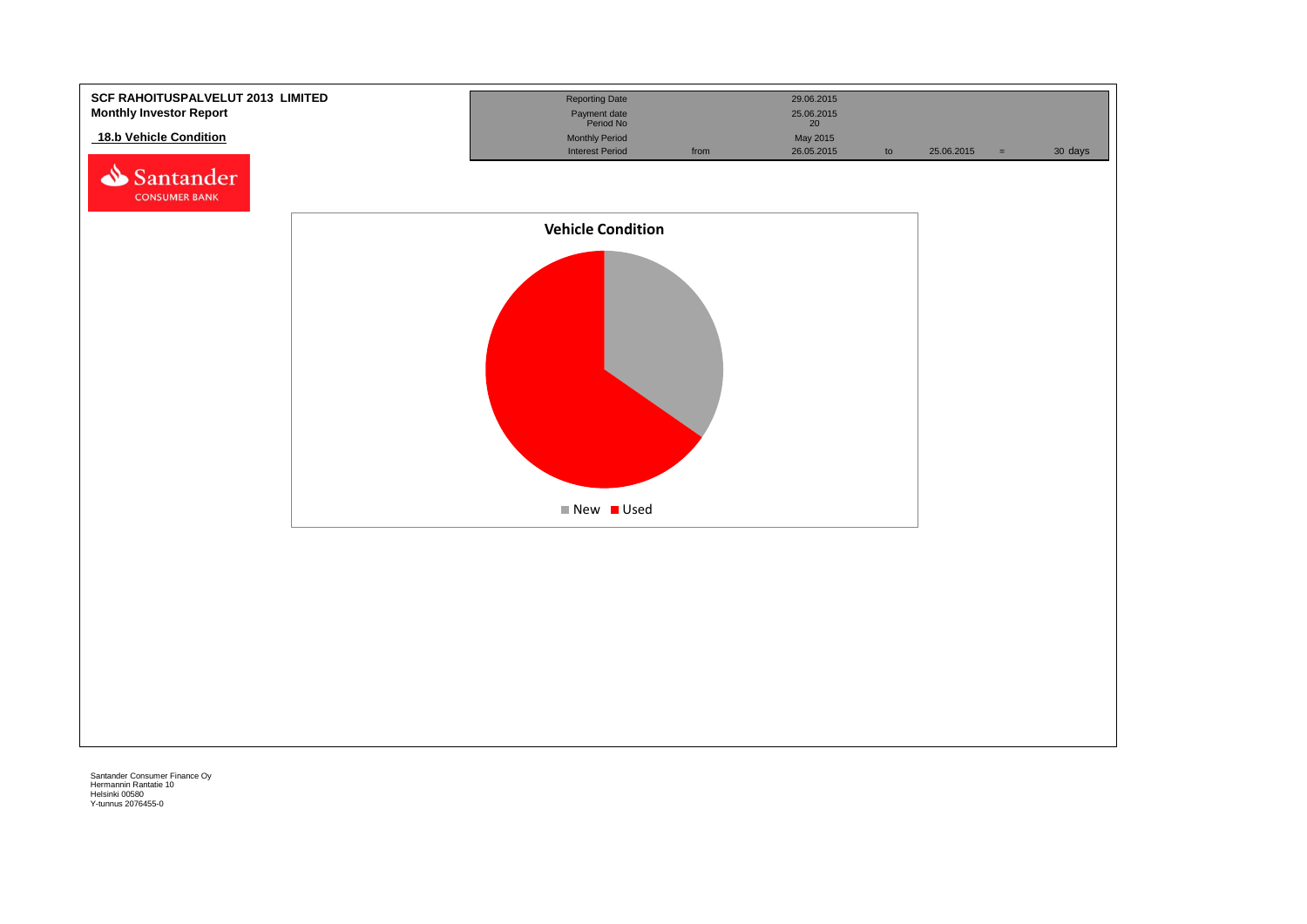**SCF RAHOITUSPALVELUT 2013 LIMITED**
**Monthly Investor Report**

## 18.b Vehicle Condition

| | | | | | | |
|---|---|---|---|---|---|---|
| Reporting Date | | 29.06.2015 | | | | |
| Payment date | | 25.06.2015 | | | | |
| Period No | | 20 | | | | |
| Monthly Period | | May 2015 | | | | |
| Interest Period | from | 26.05.2015 | to | 25.06.2015 | = | 30 days |

**Vehicle Condition**

New | Used

Santander Consumer Finance Oy
Hermannin Rantatie 10
Helsinki 00580
Y-tunnus 2076455-0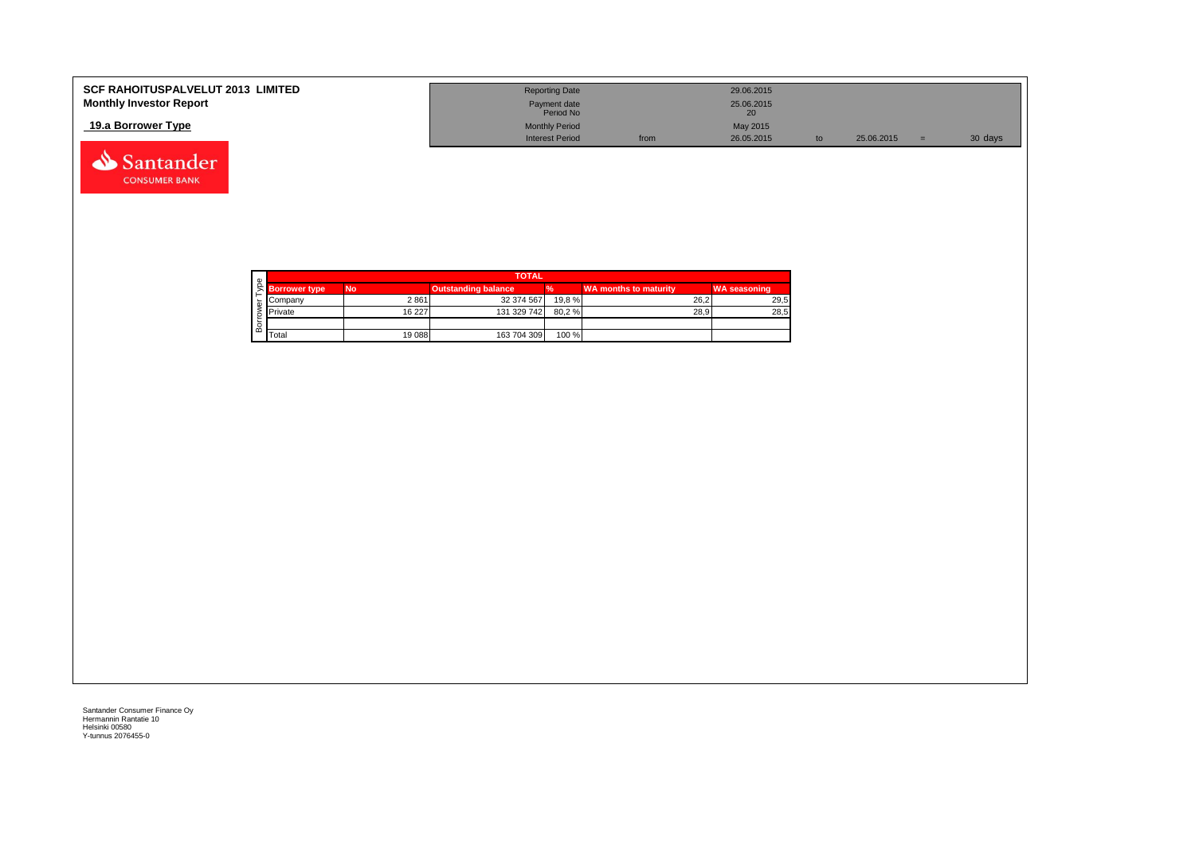**SCF RAHOITUSPALVELUT 2013 LIMITED**
**Monthly Investor Report**

**19.a Borrower Type**

| | | | | | |
|---|---|---|---|---|---|
| Reporting Date | | 29.06.2015 | | | |
| Payment date | | 25.06.2015 | | | |
| Period No | | 20 | | | |
| Monthly Period | | May 2015 | | | |
| Interest Period | from | 26.05.2015 | to | 25.06.2015 | = 30 days |

| Borrower Type | TOTAL | | | | | |
|---|---|---|---|---|---|---|
| | **Borrower type** | **No** | **Outstanding balance** | **%** | **WA months to maturity** | **WA seasoning** |
| | Company | 2 861 | 32 374 567 | 19,8 % | 26,2 | 29,5 |
| | Private | 16 227 | 131 329 742 | 80,2 % | 28,9 | 28,5 |
| | | | | | | |
| | Total | 19 088 | 163 704 309 | 100 % | | |

Santander Consumer Finance Oy
Hermannin Rantatie 10
Helsinki 00580
Y-tunnus 2076455-0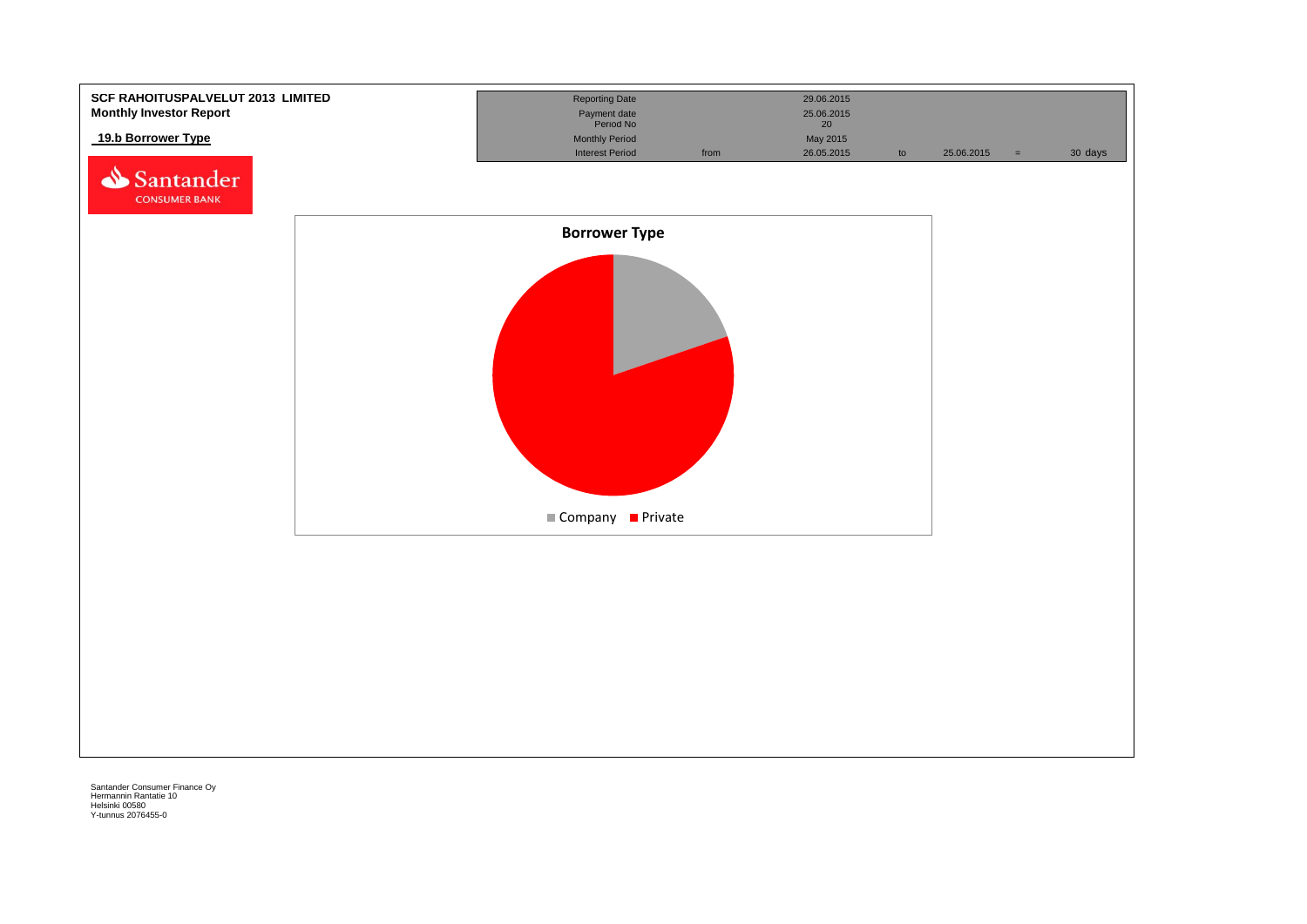**SCF RAHOITUSPALVELUT 2013 LIMITED**
**Monthly Investor Report**

## 19.b Borrower Type

| Reporting Date | | 29.06.2015 | | | | |
|---|---|---|---|---|---|---|
| Payment date | | 25.06.2015 | | | | |
| Period No | | 20 | | | | |
| Monthly Period | | May 2015 | | | | |
| Interest Period | from | 26.05.2015 | to | 25.06.2015 | = | 30 days |

**Borrower Type**

Company | Private

Santander Consumer Finance Oy
Hermannin Rantatie 10
Helsinki 00580
Y-tunnus 2076455-0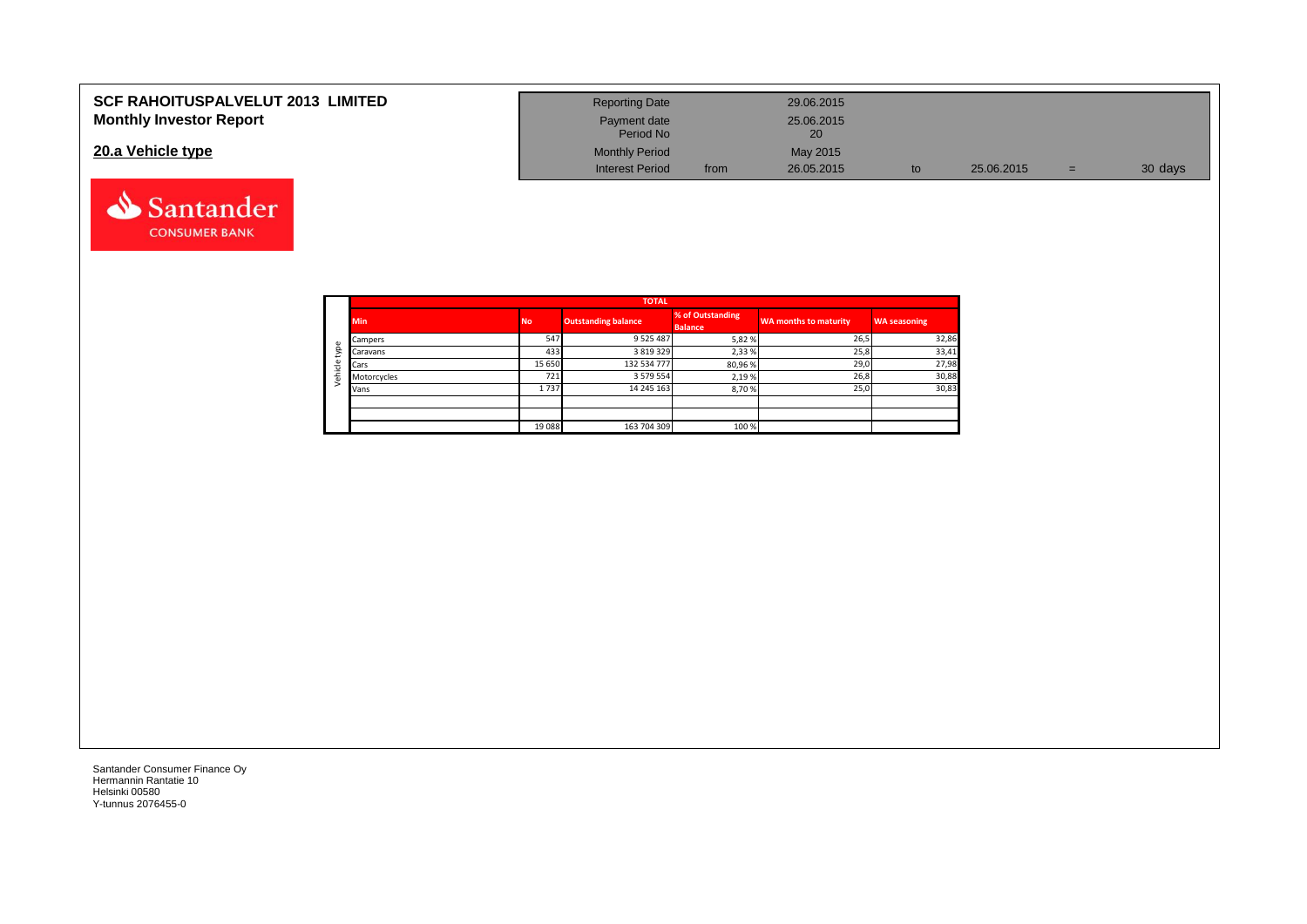# SCF RAHOITUSPALVELUT 2013 LIMITED
## Monthly Investor Report

## 20.a Vehicle type

| | | | | | |
|---|---|---|---|---|---|
| Reporting Date | | 29.06.2015 | | | |
| Payment date | | 25.06.2015 | | | |
| Period No | | 20 | | | |
| Monthly Period | | May 2015 | | | |
| Interest Period | from | 26.05.2015 | to | 25.06.2015 | = 30 days |

| Vehicle type | TOTAL | | | | | |
|---|---|---|---|---|---|---|
| | Min | No | Outstanding balance | % of Outstanding Balance | WA months to maturity | WA seasoning |
| | Campers | 547 | 9 525 487 | 5,82 % | 26,5 | 32,86 |
| | Caravans | 433 | 3 819 329 | 2,33 % | 25,8 | 33,41 |
| | Cars | 15 650 | 132 534 777 | 80,96 % | 29,0 | 27,98 |
| | Motorcycles | 721 | 3 579 554 | 2,19 % | 26,8 | 30,88 |
| | Vans | 1 737 | 14 245 163 | 8,70 % | 25,0 | 30,83 |
| | | | | | | |
| | | | | | | |
| | | 19 088 | 163 704 309 | 100 % | | |

Santander Consumer Finance Oy
Hermannin Rantatie 10
Helsinki 00580
Y-tunnus 2076455-0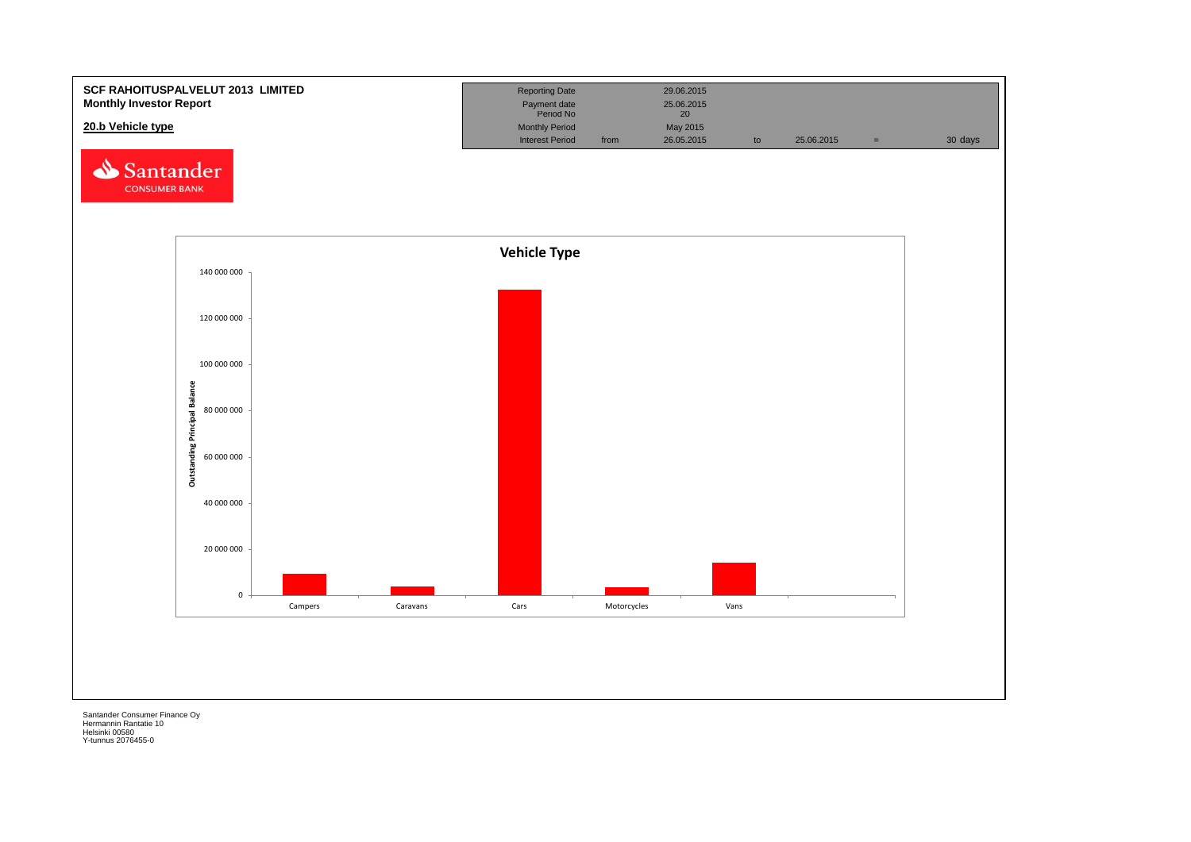**SCF RAHOITUSPALVELUT 2013 LIMITED**
**Monthly Investor Report**

**20.b Vehicle type**

| Reporting Date | | 29.06.2015 | | | | |
|---|---|---|---|---|---|---|
| Payment date | | 25.06.2015 | | | | |
| Period No | | 20 | | | | |
| Monthly Period | | May 2015 | | | | |
| Interest Period | from | 26.05.2015 | to | 25.06.2015 | = | 30 days |

Santander CONSUMER BANK

**Vehicle Type**

Outstanding Principal Balance

140 000 000
120 000 000
100 000 000
80 000 000
60 000 000
40 000 000
20 000 000
0

Campers | Caravans | Cars | Motorcycles | Vans

Santander Consumer Finance Oy
Hermannin Rantatie 10
Helsinki 00580
Y-tunnus 2076455-0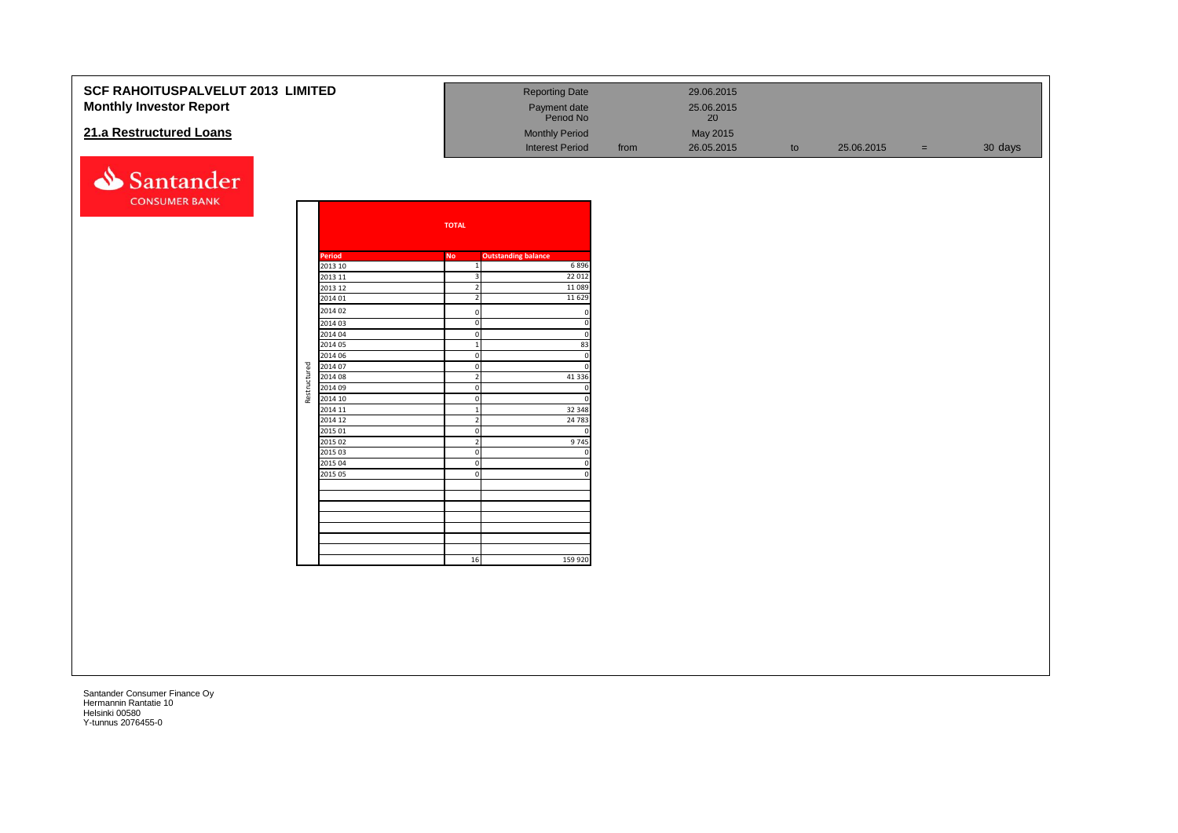**SCF RAHOITUSPALVELUT 2013 LIMITED**
**Monthly Investor Report**

## 21.a Restructured Loans

| | | | | | | |
|---|---|---|---|---|---|---|
| Reporting Date | | 29.06.2015 | | | | |
| Payment date | | 25.06.2015 | | | | |
| Period No | | 20 | | | | |
| Monthly Period | | May 2015 | | | | |
| Interest Period | from | 26.05.2015 | to | 25.06.2015 | = | 30 days |

Santander CONSUMER BANK

| | TOTAL | |
|---|---|---|
| **Period** | **No** | **Outstanding balance** |
| 2013 10 | 1 | 6 896 |
| 2013 11 | 3 | 22 012 |
| 2013 12 | 2 | 11 089 |
| 2014 01 | 2 | 11 629 |
| 2014 02 | 0 | 0 |
| 2014 03 | 0 | 0 |
| 2014 04 | 0 | 0 |
| 2014 05 | 1 | 83 |
| 2014 06 | 0 | 0 |
| 2014 07 | 0 | 0 |
| 2014 08 | 2 | 41 336 |
| 2014 09 | 0 | 0 |
| 2014 10 | 0 | 0 |
| 2014 11 | 1 | 32 348 |
| 2014 12 | 2 | 24 783 |
| 2015 01 | 0 | 0 |
| 2015 02 | 2 | 9 745 |
| 2015 03 | 0 | 0 |
| 2015 04 | 0 | 0 |
| 2015 05 | 0 | 0 |
| | 16 | 159 920 |

Restructured

Santander Consumer Finance Oy
Hermannin Rantatie 10
Helsinki 00580
Y-tunnus 2076455-0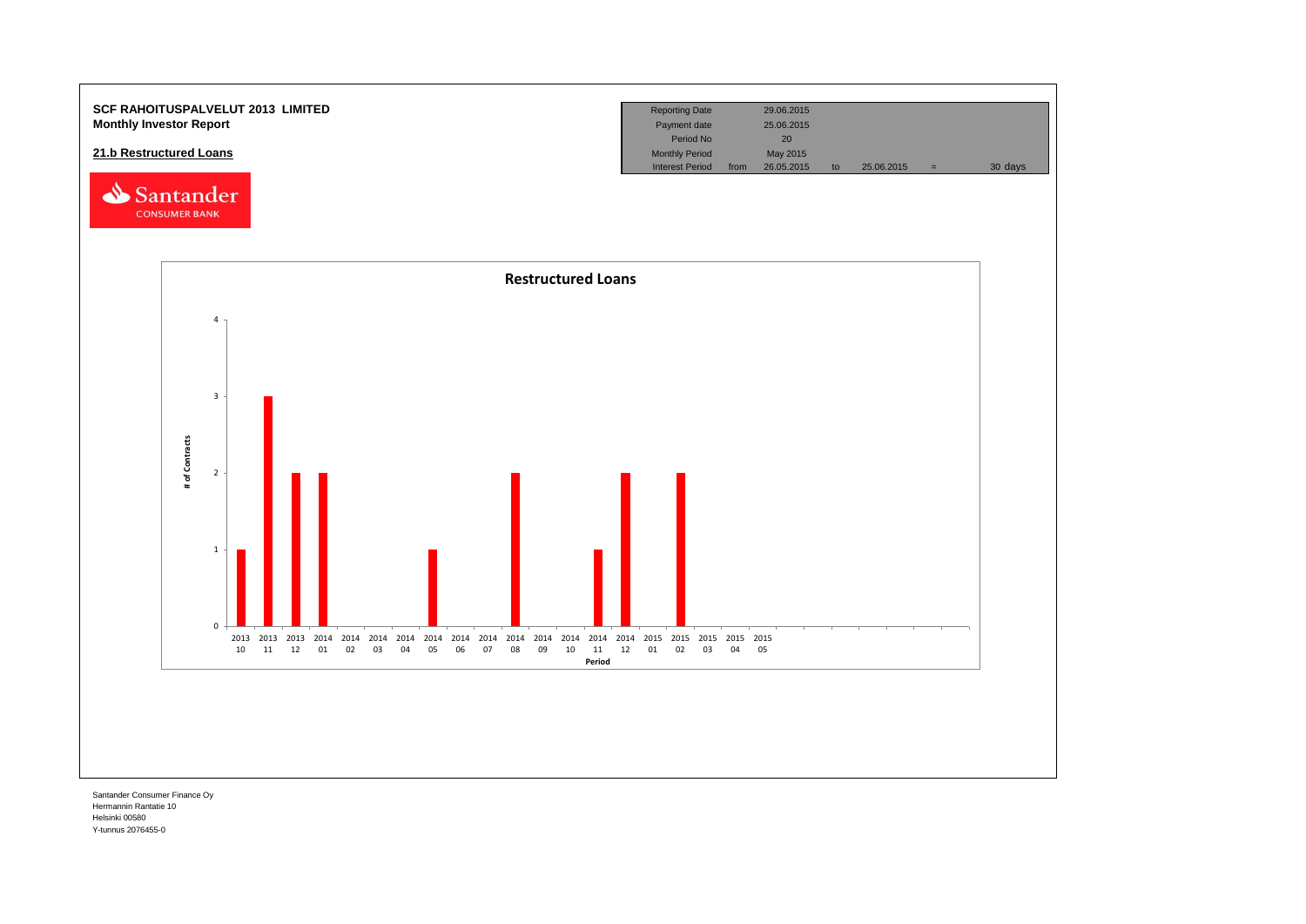**SCF RAHOITUSPALVELUT 2013 LIMITED**
**Monthly Investor Report**

**21.b Restructured Loans**

| Reporting Date | | 29.06.2015 | | | | |
|---|---|---|---|---|---|---|
| Payment date | | 25.06.2015 | | | | |
| Period No | | 20 | | | | |
| Monthly Period | | May 2015 | | | | |
| Interest Period | from | 26.05.2015 | to | 25.06.2015 | = | 30 days |

**Restructured Loans**

| Period | # of Contracts |
|---|---|
| 2013 10 | 1 |
| 2013 11 | 3 |
| 2013 12 | 2 |
| 2014 01 | 2 |
| 2014 02 | 0 |
| 2014 03 | 0 |
| 2014 04 | 0 |
| 2014 05 | 1 |
| 2014 06 | 0 |
| 2014 07 | 0 |
| 2014 08 | 2 |
| 2014 09 | 0 |
| 2014 10 | 0 |
| 2014 11 | 1 |
| 2014 12 | 2 |
| 2015 01 | 0 |
| 2015 02 | 2 |
| 2015 03 | 0 |
| 2015 04 | 0 |
| 2015 05 | 0 |

Santander Consumer Finance Oy
Hermannin Rantatie 10
Helsinki 00580
Y-tunnus 2076455-0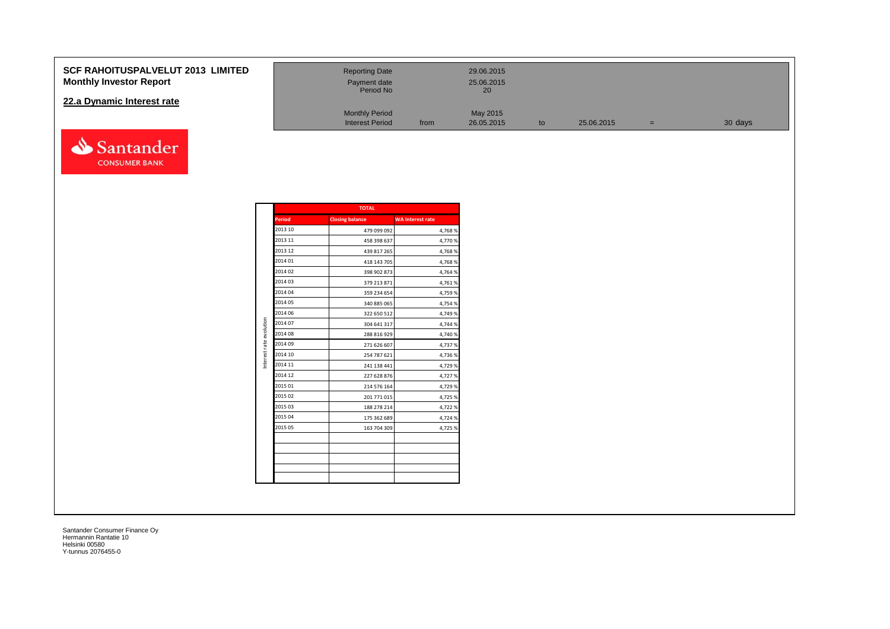# SCF RAHOITUSPALVELUT 2013 LIMITED
## Monthly Investor Report

### 22.a Dynamic Interest rate

| | | | | | | |
|---|---|---|---|---|---|---|
| Reporting Date | | 29.06.2015 | | | | |
| Payment date | | 25.06.2015 | | | | |
| Period No | | 20 | | | | |
| Monthly Period | | May 2015 | | | | |
| Interest Period | from | 26.05.2015 | to | 25.06.2015 | = | 30 days |

Santander CONSUMER BANK

Interest rate evolution

| TOTAL | | |
|---|---|---|
| Period | Closing balance | WA Interest rate |
| 2013 10 | 479 099 092 | 4,768 % |
| 2013 11 | 458 398 637 | 4,770 % |
| 2013 12 | 439 817 265 | 4,768 % |
| 2014 01 | 418 143 705 | 4,768 % |
| 2014 02 | 398 902 873 | 4,764 % |
| 2014 03 | 379 213 871 | 4,761 % |
| 2014 04 | 359 234 654 | 4,759 % |
| 2014 05 | 340 885 065 | 4,754 % |
| 2014 06 | 322 650 512 | 4,749 % |
| 2014 07 | 304 641 317 | 4,744 % |
| 2014 08 | 288 816 929 | 4,740 % |
| 2014 09 | 271 626 607 | 4,737 % |
| 2014 10 | 254 787 621 | 4,736 % |
| 2014 11 | 241 138 441 | 4,729 % |
| 2014 12 | 227 628 876 | 4,727 % |
| 2015 01 | 214 576 164 | 4,729 % |
| 2015 02 | 201 771 015 | 4,725 % |
| 2015 03 | 188 278 214 | 4,722 % |
| 2015 04 | 175 362 689 | 4,724 % |
| 2015 05 | 163 704 309 | 4,725 % |
| | | |
| | | |
| | | |
| | | |
| | | |

Santander Consumer Finance Oy
Hermannin Rantatie 10
Helsinki 00580
Y-tunnus 2076455-0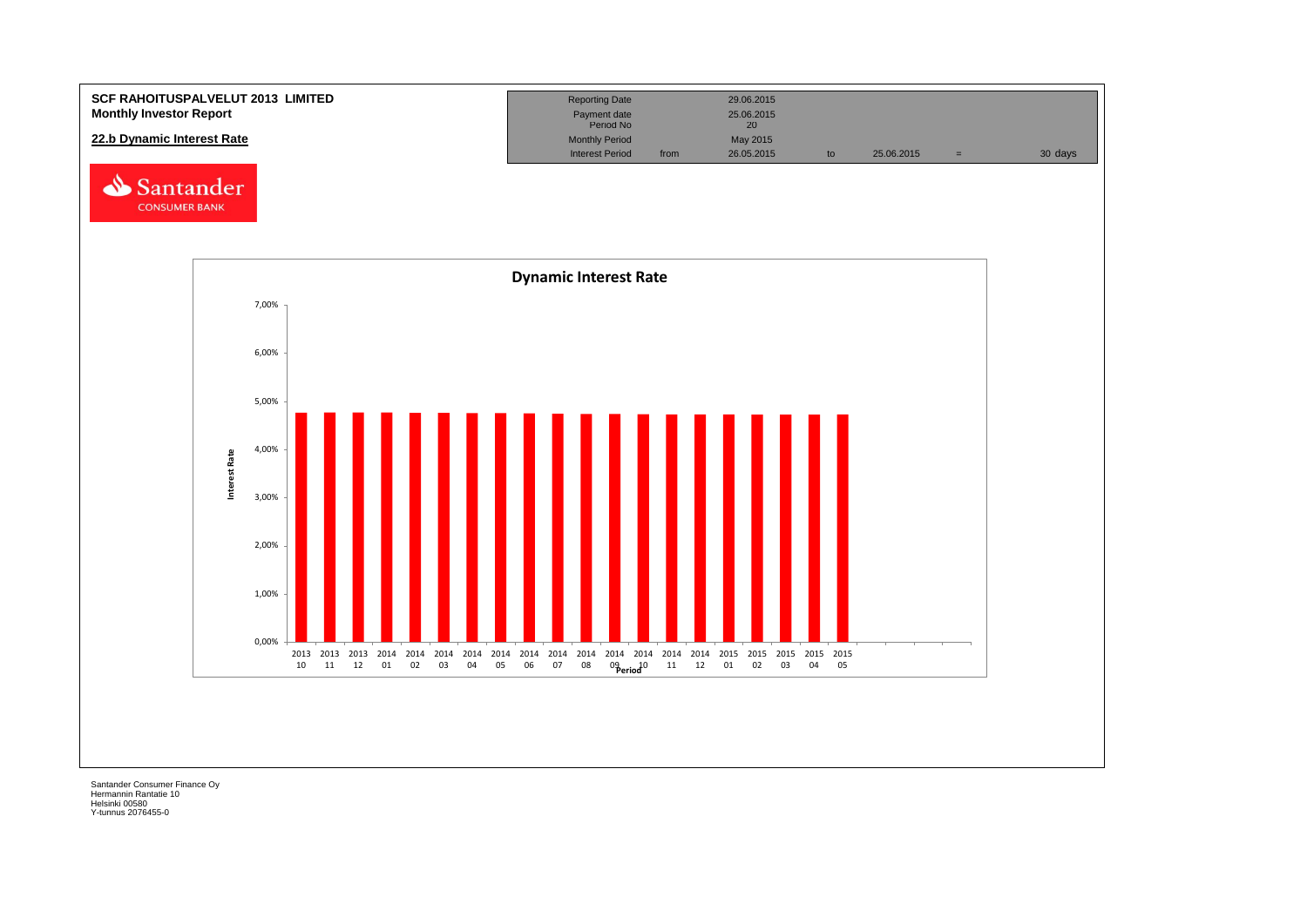**SCF RAHOITUSPALVELUT 2013 LIMITED**
**Monthly Investor Report**

## 22.b Dynamic Interest Rate

| Reporting Date | | 29.06.2015 | | | | |
|---|---|---|---|---|---|---|
| Payment date | | 25.06.2015 | | | | |
| Period No | | 20 | | | | |
| Monthly Period | | May 2015 | | | | |
| Interest Period | from | 26.05.2015 | to | 25.06.2015 | = | 30 days |

**Dynamic Interest Rate**

Interest Rate: 7,00%, 6,00%, 5,00%, 4,00%, 3,00%, 2,00%, 1,00%, 0,00%

Period: 2013 10, 2013 11, 2013 12, 2014 01, 2014 02, 2014 03, 2014 04, 2014 05, 2014 06, 2014 07, 2014 08, 2014 09, 2014 10, 2014 11, 2014 12, 2015 01, 2015 02, 2015 03, 2015 04, 2015 05

Santander Consumer Finance Oy
Hermannin Rantatie 10
Helsinki 00580
Y-tunnus 2076455-0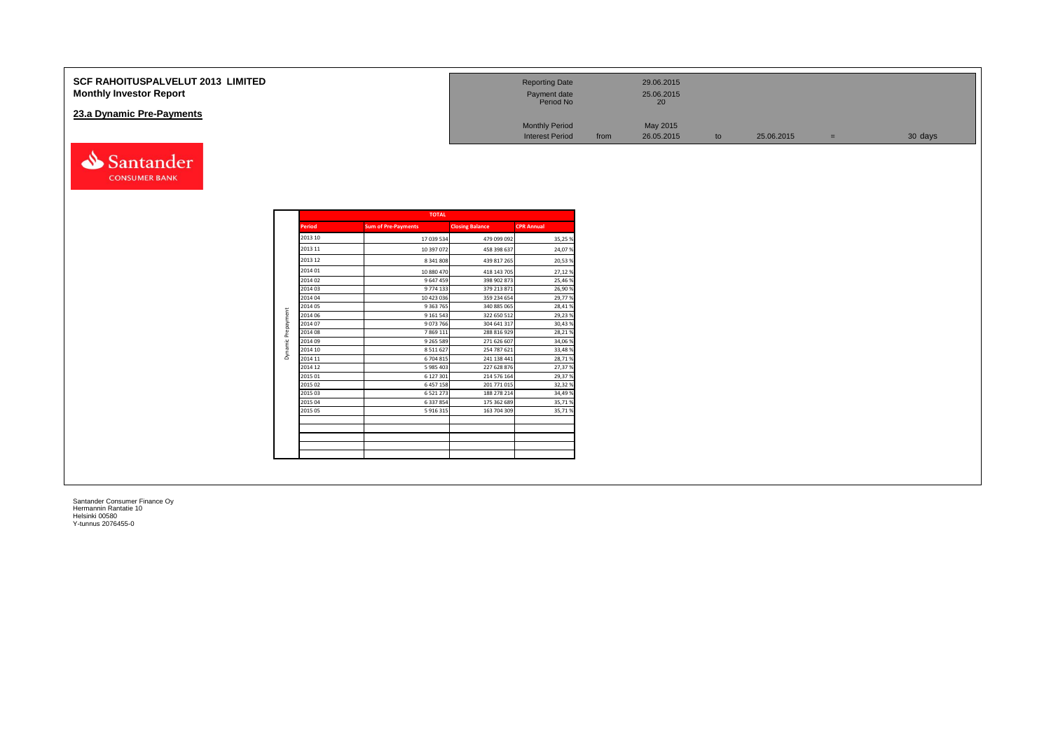# SCF RAHOITUSPALVELUT 2013 LIMITED
## Monthly Investor Report

### 23.a Dynamic Pre-Payments

| | | | | | | | |
|---|---|---|---|---|---|---|---|
| Reporting Date | | 29.06.2015 | | | | | |
| Payment date | | 25.06.2015 | | | | | |
| Period No | | 20 | | | | | |
| Monthly Period | | May 2015 | | | | | |
| Interest Period | from | 26.05.2015 | to | 25.06.2015 | = | 30 days | |

| | TOTAL | | | |
|---|---|---|---|---|
| | Period | Sum of Pre-Payments | Closing Balance | CPR Annual |
| Dynamic Prepayment | 2013 10 | 17 039 534 | 479 099 092 | 35,25 % |
| | 2013 11 | 10 397 072 | 458 398 637 | 24,07 % |
| | 2013 12 | 8 341 808 | 439 817 265 | 20,53 % |
| | 2014 01 | 10 880 470 | 418 143 705 | 27,12 % |
| | 2014 02 | 9 647 459 | 398 902 873 | 25,46 % |
| | 2014 03 | 9 774 133 | 379 213 871 | 26,90 % |
| | 2014 04 | 10 423 036 | 359 234 654 | 29,77 % |
| | 2014 05 | 9 363 765 | 340 885 065 | 28,41 % |
| | 2014 06 | 9 161 543 | 322 650 512 | 29,23 % |
| | 2014 07 | 9 073 766 | 304 641 317 | 30,43 % |
| | 2014 08 | 7 869 111 | 288 816 929 | 28,21 % |
| | 2014 09 | 9 265 589 | 271 626 607 | 34,06 % |
| | 2014 10 | 8 511 627 | 254 787 621 | 33,48 % |
| | 2014 11 | 6 704 815 | 241 138 441 | 28,71 % |
| | 2014 12 | 5 985 403 | 227 628 876 | 27,37 % |
| | 2015 01 | 6 127 301 | 214 576 164 | 29,37 % |
| | 2015 02 | 6 457 158 | 201 771 015 | 32,32 % |
| | 2015 03 | 6 521 273 | 188 278 214 | 34,49 % |
| | 2015 04 | 6 337 854 | 175 362 689 | 35,71 % |
| | 2015 05 | 5 916 315 | 163 704 309 | 35,71 % |

Santander Consumer Finance Oy
Hermannin Rantatie 10
Helsinki 00580
Y-tunnus 2076455-0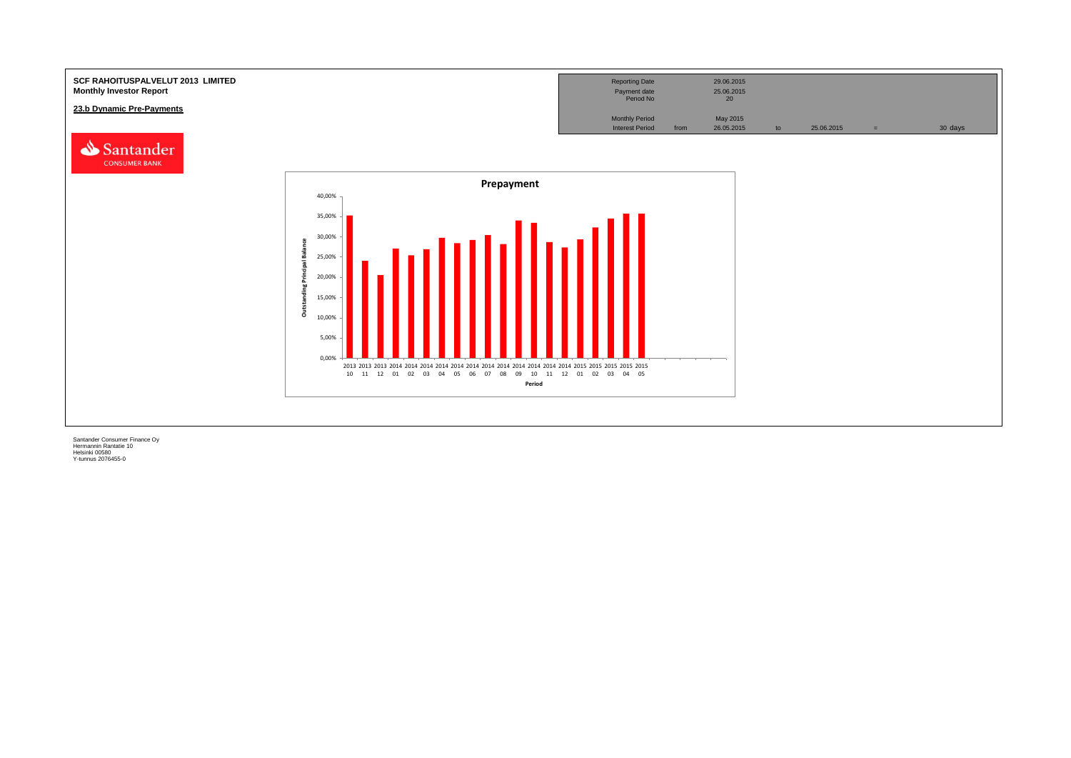**SCF RAHOITUSPALVELUT 2013 LIMITED**
**Monthly Investor Report**

**23.b Dynamic Pre-Payments**

| Reporting Date | | 29.06.2015 | | | | |
|---|---|---|---|---|---|---|
| Payment date | | 25.06.2015 | | | | |
| Period No | | 20 | | | | |
| Monthly Period | | May 2015 | | | | |
| Interest Period | from | 26.05.2015 | to | 25.06.2015 | = | 30 days |

**Prepayment**

Outstanding Principal Balance

40,00%
35,00%
30,00%
25,00%
20,00%
15,00%
10,00%
5,00%
0,00%

2013 10, 2013 11, 2013 12, 2014 01, 2014 02, 2014 03, 2014 04, 2014 05, 2014 06, 2014 07, 2014 08, 2014 09, 2014 10, 2014 11, 2014 12, 2015 01, 2015 02, 2015 03, 2015 04, 2015 05

Period

Santander Consumer Finance Oy
Hermannin Rantatie 10
Helsinki 00580
Y-tunnus 2076455-0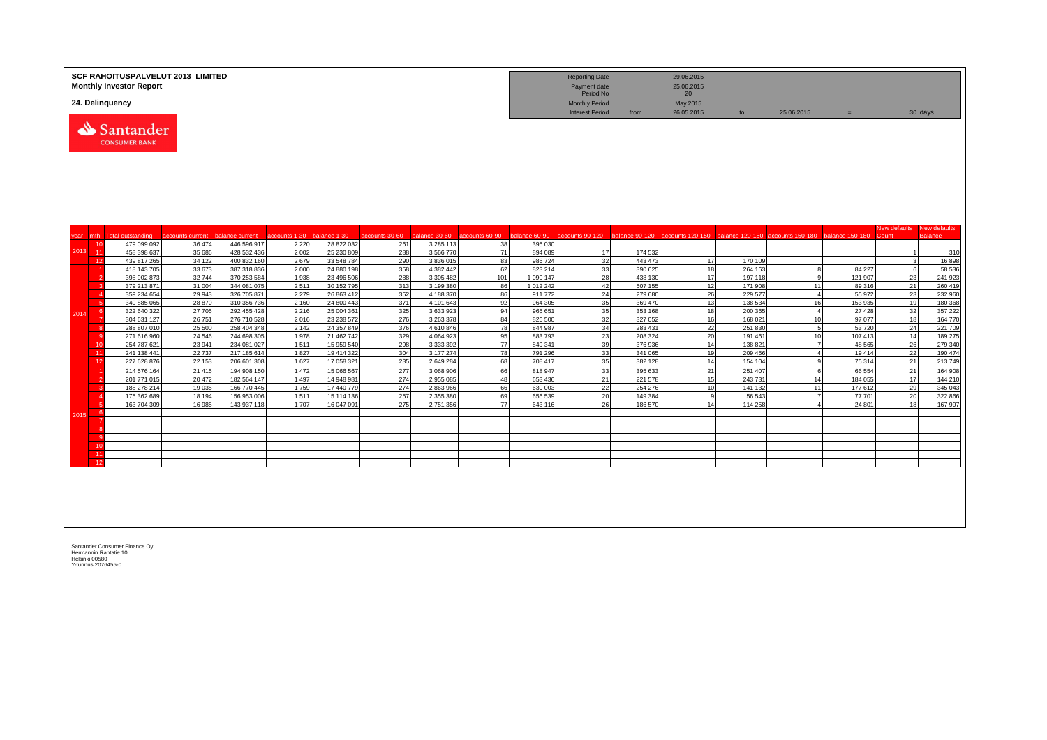**SCF RAHOITUSPALVELUT 2013 LIMITED**
**Monthly Investor Report**

## 24. Delinquency

| | | | | | |
|---|---|---|---|---|---|
| Reporting Date | | 29.06.2015 | | | |
| Payment date | | 25.06.2015 | | | |
| Period No | | 20 | | | |
| Monthly Period | | May 2015 | | | |
| Interest Period | from | 26.05.2015 | to | 25.06.2015 | = 30 days |

| year | mth | Total outstanding | accounts current | balance current | accounts 1-30 | balance 1-30 | accounts 30-60 | balance 30-60 | accounts 60-90 | balance 60-90 | accounts 90-120 | balance 90-120 | accounts 120-150 | balance 120-150 | accounts 150-180 | balance 150-180 | New defaults Count | New defaults Balance |
|---|---|---|---|---|---|---|---|---|---|---|---|---|---|---|---|---|---|---|
| 2013 | 10 | 479 099 092 | 36 474 | 446 596 917 | 2 220 | 28 822 032 | 261 | 3 285 113 | 38 | 395 030 | | | | | | | | |
| | 11 | 458 398 637 | 35 686 | 428 532 436 | 2 002 | 25 230 809 | 288 | 3 566 770 | 71 | 894 089 | 17 | 174 532 | | | | | 1 | 310 |
| | 12 | 439 817 265 | 34 122 | 400 832 160 | 2 679 | 33 548 784 | 290 | 3 836 015 | 83 | 986 724 | 32 | 443 473 | 17 | 170 109 | | | 3 | 16 898 |
| 2014 | 1 | 418 143 705 | 33 673 | 387 318 836 | 2 000 | 24 880 198 | 358 | 4 382 442 | 62 | 823 214 | 33 | 390 625 | 18 | 264 163 | 8 | 84 227 | 6 | 58 536 |
| | 2 | 398 902 873 | 32 744 | 370 253 584 | 1 938 | 23 496 506 | 288 | 3 305 482 | 101 | 1 090 147 | 28 | 438 130 | 17 | 197 118 | 9 | 121 907 | 23 | 241 923 |
| | 3 | 379 213 871 | 31 004 | 344 081 075 | 2 511 | 30 152 795 | 313 | 3 199 380 | 86 | 1 012 242 | 42 | 507 155 | 12 | 171 908 | 11 | 89 316 | 21 | 260 419 |
| | 4 | 359 234 654 | 29 943 | 326 705 871 | 2 279 | 26 863 412 | 352 | 4 188 370 | 86 | 911 772 | 24 | 279 680 | 26 | 229 577 | 4 | 55 972 | 23 | 232 960 |
| | 5 | 340 885 065 | 28 870 | 310 356 736 | 2 160 | 24 800 443 | 371 | 4 101 643 | 92 | 964 305 | 35 | 369 470 | 13 | 138 534 | 16 | 153 935 | 19 | 180 368 |
| | 6 | 322 640 322 | 27 705 | 292 455 428 | 2 216 | 25 004 361 | 325 | 3 633 923 | 94 | 965 651 | 35 | 353 168 | 18 | 200 365 | 4 | 27 428 | 32 | 357 222 |
| | 7 | 304 631 127 | 26 751 | 276 710 528 | 2 016 | 23 238 572 | 276 | 3 263 378 | 84 | 826 500 | 32 | 327 052 | 16 | 168 021 | 10 | 97 077 | 18 | 164 770 |
| | 8 | 288 807 010 | 25 500 | 258 404 348 | 2 142 | 24 357 849 | 376 | 4 610 846 | 78 | 844 987 | 34 | 283 431 | 22 | 251 830 | 5 | 53 720 | 24 | 221 709 |
| | 9 | 271 616 960 | 24 546 | 244 698 305 | 1 978 | 21 462 742 | 329 | 4 064 923 | 95 | 883 793 | 23 | 208 324 | 20 | 191 461 | 10 | 107 413 | 14 | 189 275 |
| | 10 | 254 787 621 | 23 941 | 234 081 027 | 1 511 | 15 959 540 | 298 | 3 333 392 | 77 | 849 341 | 39 | 376 936 | 14 | 138 821 | 7 | 48 565 | 26 | 279 340 |
| | 11 | 241 138 441 | 22 737 | 217 185 614 | 1 827 | 19 414 322 | 304 | 3 177 274 | 78 | 791 296 | 33 | 341 065 | 19 | 209 456 | 4 | 19 414 | 22 | 190 474 |
| | 12 | 227 628 876 | 22 153 | 206 601 308 | 1 627 | 17 058 321 | 235 | 2 649 284 | 68 | 708 417 | 35 | 382 128 | 14 | 154 104 | 9 | 75 314 | 21 | 213 749 |
| 2015 | 1 | 214 576 164 | 21 415 | 194 908 150 | 1 472 | 15 066 567 | 277 | 3 068 906 | 66 | 818 947 | 33 | 395 633 | 21 | 251 407 | 6 | 66 554 | 21 | 164 908 |
| | 2 | 201 771 015 | 20 472 | 182 564 147 | 1 497 | 14 948 981 | 274 | 2 955 085 | 48 | 653 436 | 21 | 221 578 | 15 | 243 731 | 14 | 184 055 | 17 | 144 210 |
| | 3 | 188 278 214 | 19 035 | 166 770 445 | 1 759 | 17 440 779 | 274 | 2 863 966 | 66 | 630 003 | 22 | 254 276 | 10 | 141 132 | 11 | 177 612 | 29 | 345 043 |
| | 4 | 175 362 689 | 18 194 | 156 953 006 | 1 511 | 15 114 136 | 257 | 2 355 380 | 69 | 656 539 | 20 | 149 384 | 9 | 56 543 | 7 | 77 701 | 20 | 322 866 |
| | 5 | 163 704 309 | 16 985 | 143 937 118 | 1 707 | 16 047 091 | 275 | 2 751 356 | 77 | 643 116 | 26 | 186 570 | 14 | 114 258 | 4 | 24 801 | 18 | 167 997 |
| | 6 | | | | | | | | | | | | | | | | | |
| | 7 | | | | | | | | | | | | | | | | | |
| | 8 | | | | | | | | | | | | | | | | | |
| | 9 | | | | | | | | | | | | | | | | | |
| | 10 | | | | | | | | | | | | | | | | | |
| | 11 | | | | | | | | | | | | | | | | | |
| | 12 | | | | | | | | | | | | | | | | | |

Santander Consumer Finance Oy
Hermannin Rantatie 10
Helsinki 00580
Y-tunnus 2078455-0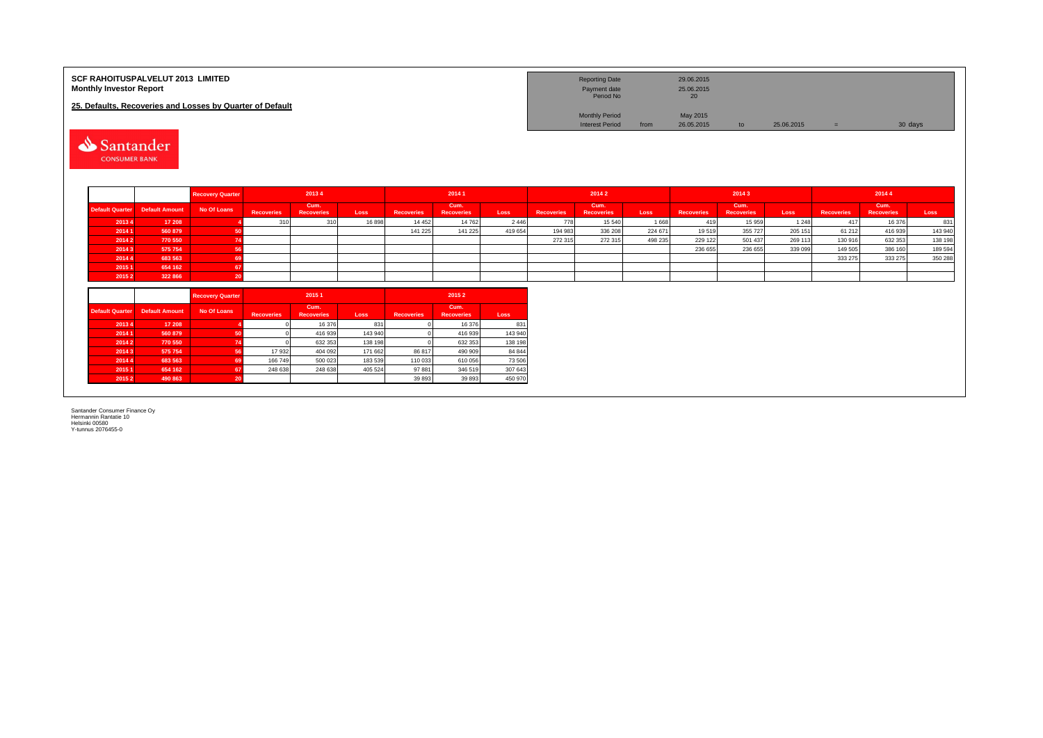**SCF RAHOITUSPALVELUT 2013 LIMITED**
**Monthly Investor Report**

**25. Defaults, Recoveries and Losses by Quarter of Default**

| Reporting Date | | 29.06.2015 | | | | |
|---|---|---|---|---|---|---|
| Payment date | | 25.06.2015 | | | | |
| Period No | | 20 | | | | |
| Monthly Period | | May 2015 | | | | |
| Interest Period | from | 26.05.2015 | to | 25.06.2015 | = | 30 days |

| | | Recovery Quarter | 2013 4 | | | 2014 1 | | | 2014 2 | | | 2014 3 | | | 2014 4 | | |
|---|---|---|---|---|---|---|---|---|---|---|---|---|---|---|---|---|---|
| Default Quarter | Default Amount | No Of Loans | Recoveries | Cum. Recoveries | Loss | Recoveries | Cum. Recoveries | Loss | Recoveries | Cum. Recoveries | Loss | Recoveries | Cum. Recoveries | Loss | Recoveries | Cum. Recoveries | Loss |
| 2013 4 | 17 208 | 4 | 310 | 310 | 16 898 | 14 452 | 14 762 | 2 446 | 778 | 15 540 | 1 668 | 419 | 15 959 | 1 248 | 417 | 16 376 | 831 |
| 2014 1 | 560 879 | 50 | | | | 141 225 | 141 225 | 419 654 | 194 983 | 336 208 | 224 671 | 19 519 | 355 727 | 205 151 | 61 212 | 416 939 | 143 940 |
| 2014 2 | 770 550 | 74 | | | | | | | 272 315 | 272 315 | 498 235 | 229 122 | 501 437 | 269 113 | 130 916 | 632 353 | 138 198 |
| 2014 3 | 575 754 | 56 | | | | | | | | | | 236 655 | 236 655 | 339 099 | 149 505 | 386 160 | 189 594 |
| 2014 4 | 683 563 | 69 | | | | | | | | | | | | | 333 275 | 333 275 | 350 288 |
| 2015 1 | 654 162 | 67 | | | | | | | | | | | | | | | |
| 2015 2 | 322 866 | 20 | | | | | | | | | | | | | | | |

| | | Recovery Quarter | 2015 1 | | | 2015 2 | | |
|---|---|---|---|---|---|---|---|---|
| Default Quarter | Default Amount | No Of Loans | Recoveries | Cum. Recoveries | Loss | Recoveries | Cum. Recoveries | Loss |
| 2013 4 | 17 208 | 4 | 0 | 16 376 | 831 | 0 | 16 376 | 831 |
| 2014 1 | 560 879 | 50 | 0 | 416 939 | 143 940 | 0 | 416 939 | 143 940 |
| 2014 2 | 770 550 | 74 | 0 | 632 353 | 138 198 | 0 | 632 353 | 138 198 |
| 2014 3 | 575 754 | 56 | 17 932 | 404 092 | 171 662 | 86 817 | 490 909 | 84 844 |
| 2014 4 | 683 563 | 69 | 166 749 | 500 023 | 183 539 | 110 033 | 610 056 | 73 506 |
| 2015 1 | 654 162 | 67 | 248 638 | 248 638 | 405 524 | 97 881 | 346 519 | 307 643 |
| 2015 2 | 490 863 | 20 | | | | 39 893 | 39 893 | 450 970 |

Santander Consumer Finance Oy
Hermannin Rantatie 10
Helsinki 00580
Y-tunnus 2076455-0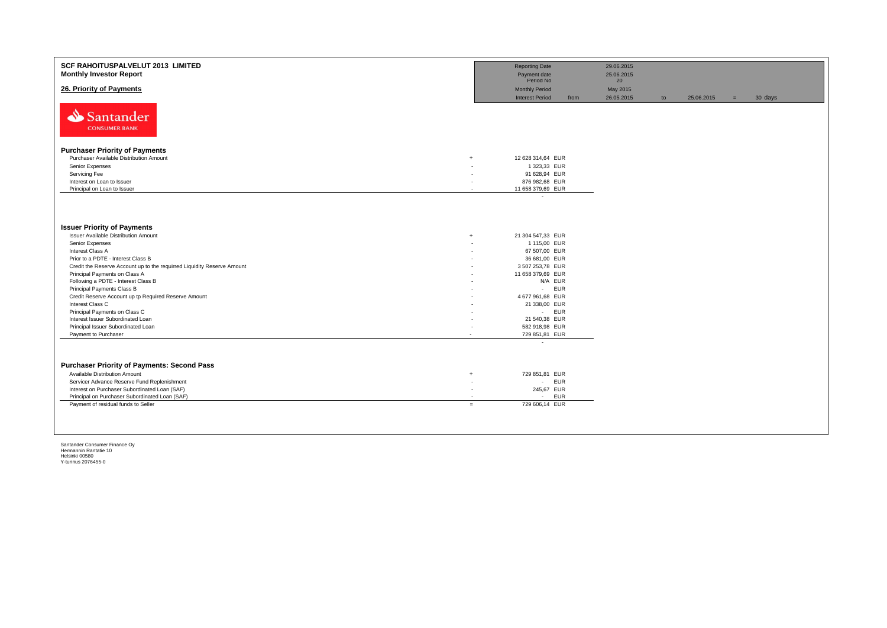# SCF RAHOITUSPALVELUT 2013 LIMITED

**Monthly Investor Report**

## 26. Priority of Payments

| | | | | | | |
|---|---|---|---|---|---|---|
| Reporting Date | | 29.06.2015 | | | | |
| Payment date | | 25.06.2015 | | | | |
| Period No | | 20 | | | | |
| Monthly Period | | May 2015 | | | | |
| Interest Period | from | 26.05.2015 | to | 25.06.2015 | = | 30 days |

### Purchaser Priority of Payments

| | | |
|---|---|---|
| Purchaser Available Distribution Amount | + | 12 628 314,64 EUR |
| Senior Expenses | - | 1 323,33 EUR |
| Servicing Fee | - | 91 628,94 EUR |
| Interest on Loan to Issuer | - | 876 982,68 EUR |
| Principal on Loan to Issuer | - | 11 658 379,69 EUR |
| | | - |

### Issuer Priority of Payments

| | | |
|---|---|---|
| Issuer Available Distribution Amount | + | 21 304 547,33 EUR |
| Senior Expenses | - | 1 115,00 EUR |
| Interest Class A | - | 67 507,00 EUR |
| Prior to a PDTE - Interest Class B | - | 36 681,00 EUR |
| Credit the Reserve Account up to the requirred Liquidity Reserve Amount | - | 3 507 253,78 EUR |
| Principal Payments on Class A | - | 11 658 379,69 EUR |
| Following a PDTE - Interest Class B | - | N/A EUR |
| Principal Payments Class B | - | - EUR |
| Credit Reserve Account up tp Required Reserve Amount | - | 4 677 961,68 EUR |
| Interest Class C | - | 21 338,00 EUR |
| Principal Payments on Class C | - | - EUR |
| Interest Issuer Subordinated Loan | - | 21 540,38 EUR |
| Principal Issuer Subordinated Loan | - | 582 918,98 EUR |
| Payment to Purchaser | - | 729 851,81 EUR |
| | | - |

### Purchaser Priority of Payments: Second Pass

| | | |
|---|---|---|
| Available Distribution Amount | + | 729 851,81 EUR |
| Servicer Advance Reserve Fund Replenishment | - | - EUR |
| Interest on Purchaser Subordinated Loan (SAF) | - | 245,67 EUR |
| Principal on Purchaser Subordinated Loan (SAF) | - | - EUR |
| Payment of residual funds to Seller | = | 729 606,14 EUR |

Santander Consumer Finance Oy
Hermannin Rantatie 10
Helsinki 00580
Y-tunnus 2076455-0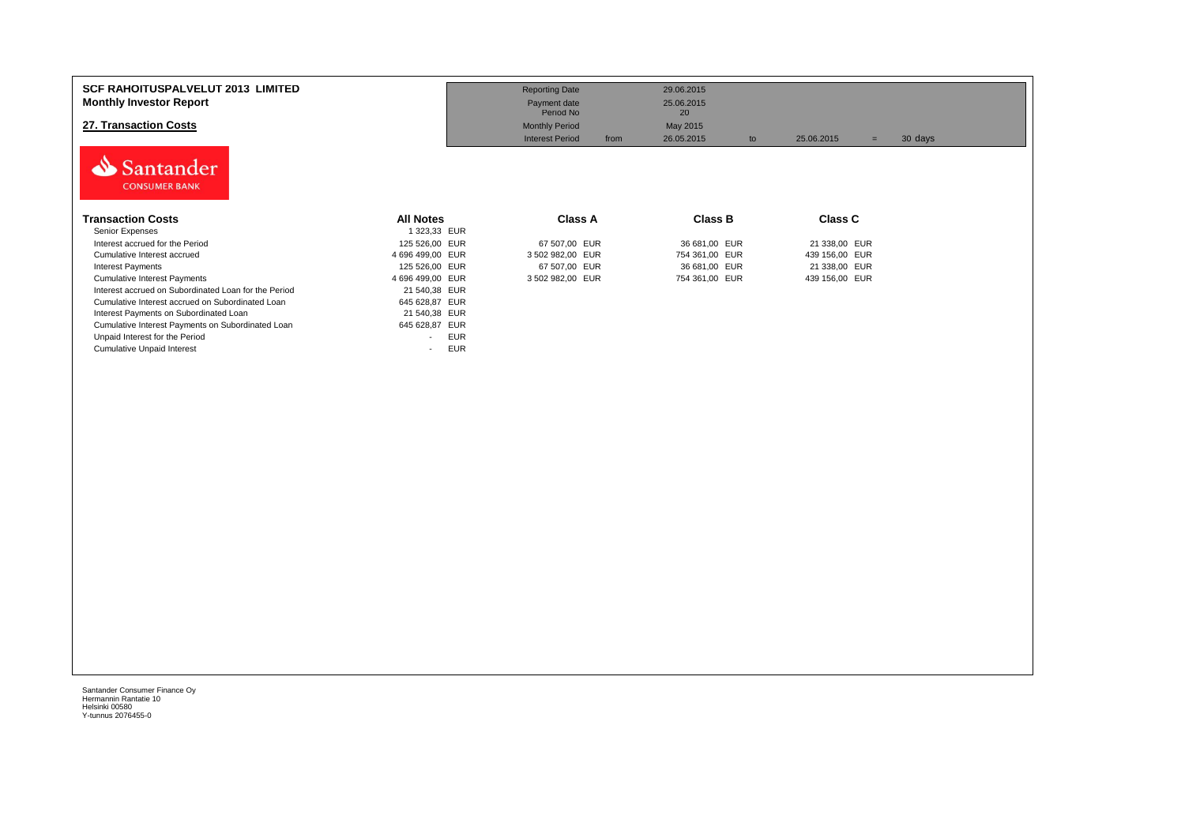**SCF RAHOITUSPALVELUT 2013 LIMITED**
**Monthly Investor Report**

## 27. Transaction Costs

| | | | | | |
|---|---|---|---|---|---|
| Reporting Date | | 29.06.2015 | | | |
| Payment date | | 25.06.2015 | | | |
| Period No | | 20 | | | |
| Monthly Period | | May 2015 | | | |
| Interest Period | from | 26.05.2015 | to | 25.06.2015 | = 30 days |

Santander CONSUMER BANK

| Transaction Costs | All Notes | Class A | Class B | Class C |
|---|---|---|---|---|
| Senior Expenses | 1 323,33 EUR | | | |
| Interest accrued for the Period | 125 526,00 EUR | 67 507,00 EUR | 36 681,00 EUR | 21 338,00 EUR |
| Cumulative Interest accrued | 4 696 499,00 EUR | 3 502 982,00 EUR | 754 361,00 EUR | 439 156,00 EUR |
| Interest Payments | 125 526,00 EUR | 67 507,00 EUR | 36 681,00 EUR | 21 338,00 EUR |
| Cumulative Interest Payments | 4 696 499,00 EUR | 3 502 982,00 EUR | 754 361,00 EUR | 439 156,00 EUR |
| Interest accrued on Subordinated Loan for the Period | 21 540,38 EUR | | | |
| Cumulative Interest accrued on Subordinated Loan | 645 628,87 EUR | | | |
| Interest Payments on Subordinated Loan | 21 540,38 EUR | | | |
| Cumulative Interest Payments on Subordinated Loan | 645 628,87 EUR | | | |
| Unpaid Interest for the Period | - EUR | | | |
| Cumulative Unpaid Interest | - EUR | | | |

Santander Consumer Finance Oy
Hermannin Rantatie 10
Helsinki 00580
Y-tunnus 2076455-0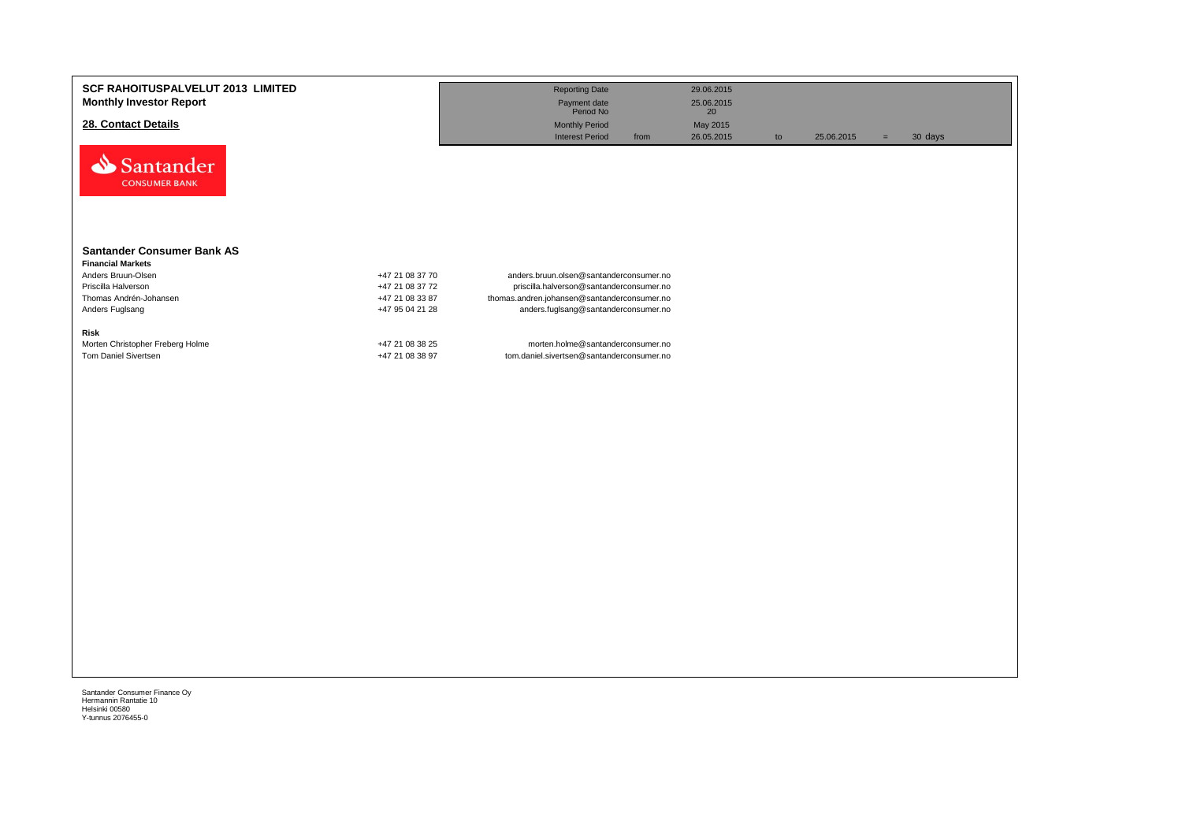**SCF RAHOITUSPALVELUT 2013 LIMITED**
**Monthly Investor Report**

## 28. Contact Details

| | | | | | | |
|---|---|---|---|---|---|---|
| Reporting Date | | 29.06.2015 | | | | |
| Payment date | | 25.06.2015 | | | | |
| Period No | | 20 | | | | |
| Monthly Period | | May 2015 | | | | |
| Interest Period | from | 26.05.2015 | to | 25.06.2015 | = | 30 days |

Santander
CONSUMER BANK

### Santander Consumer Bank AS

**Financial Markets**

| | | |
|---|---|---|
| Anders Bruun-Olsen | +47 21 08 37 70 | anders.bruun.olsen@santanderconsumer.no |
| Priscilla Halverson | +47 21 08 37 72 | priscilla.halverson@santanderconsumer.no |
| Thomas Andrén-Johansen | +47 21 08 33 87 | thomas.andren.johansen@santanderconsumer.no |
| Anders Fuglsang | +47 95 04 21 28 | anders.fuglsang@santanderconsumer.no |

**Risk**

| | | |
|---|---|---|
| Morten Christopher Freberg Holme | +47 21 08 38 25 | morten.holme@santanderconsumer.no |
| Tom Daniel Sivertsen | +47 21 08 38 97 | tom.daniel.sivertsen@santanderconsumer.no |

Santander Consumer Finance Oy
Hermannin Rantatie 10
Helsinki 00580
Y-tunnus 2076455-0